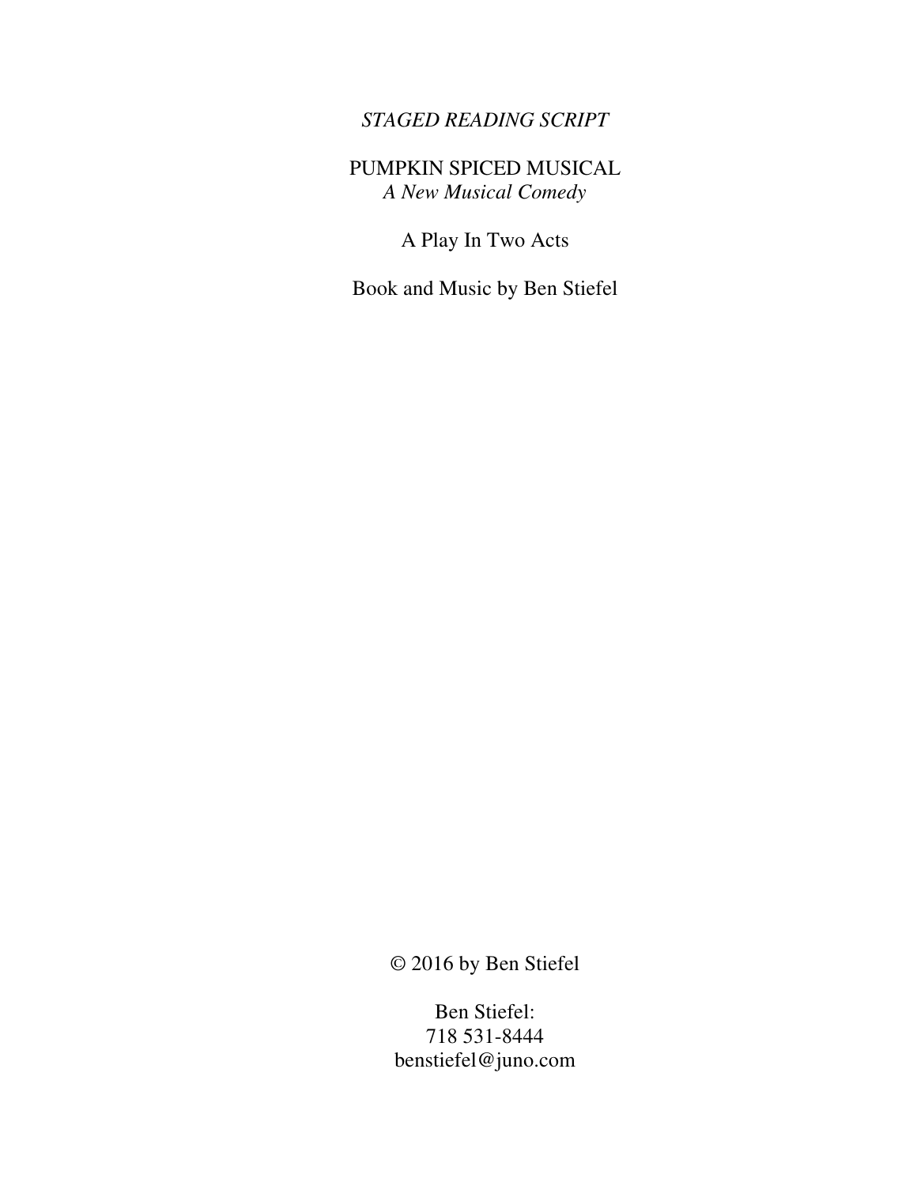*STAGED READING SCRIPT*

# PUMPKIN SPICED MUSICAL

*A New Musical Comedy*

A Play In Two Acts

Book and Music by Ben Stiefel

© 2016 by Ben Stiefel

Ben Stiefel:
718 531-8444
benstiefel@juno.com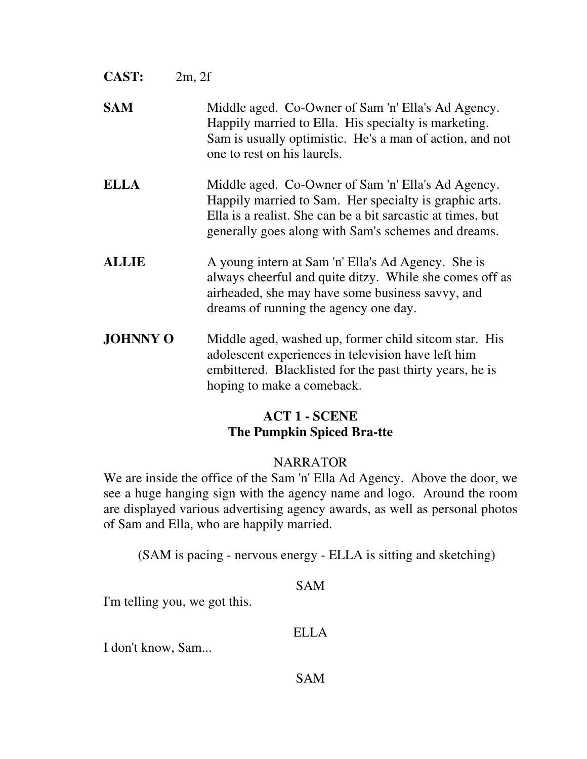**CAST:** 2m, 2f

**SAM** Middle aged. Co-Owner of Sam 'n' Ella's Ad Agency. Happily married to Ella. His specialty is marketing. Sam is usually optimistic. He's a man of action, and not one to rest on his laurels.

**ELLA** Middle aged. Co-Owner of Sam 'n' Ella's Ad Agency. Happily married to Sam. Her specialty is graphic arts. Ella is a realist. She can be a bit sarcastic at times, but generally goes along with Sam's schemes and dreams.

**ALLIE** A young intern at Sam 'n' Ella's Ad Agency. She is always cheerful and quite ditzy. While she comes off as airheaded, she may have some business savvy, and dreams of running the agency one day.

**JOHNNY O** Middle aged, washed up, former child sitcom star. His adolescent experiences in television have left him embittered. Blacklisted for the past thirty years, he is hoping to make a comeback.

## ACT 1 - SCENE
## The Pumpkin Spiced Bra-tte

NARRATOR

We are inside the office of the Sam 'n' Ella Ad Agency. Above the door, we see a huge hanging sign with the agency name and logo. Around the room are displayed various advertising agency awards, as well as personal photos of Sam and Ella, who are happily married.

(SAM is pacing - nervous energy - ELLA is sitting and sketching)

SAM

I'm telling you, we got this.

ELLA

I don't know, Sam...

SAM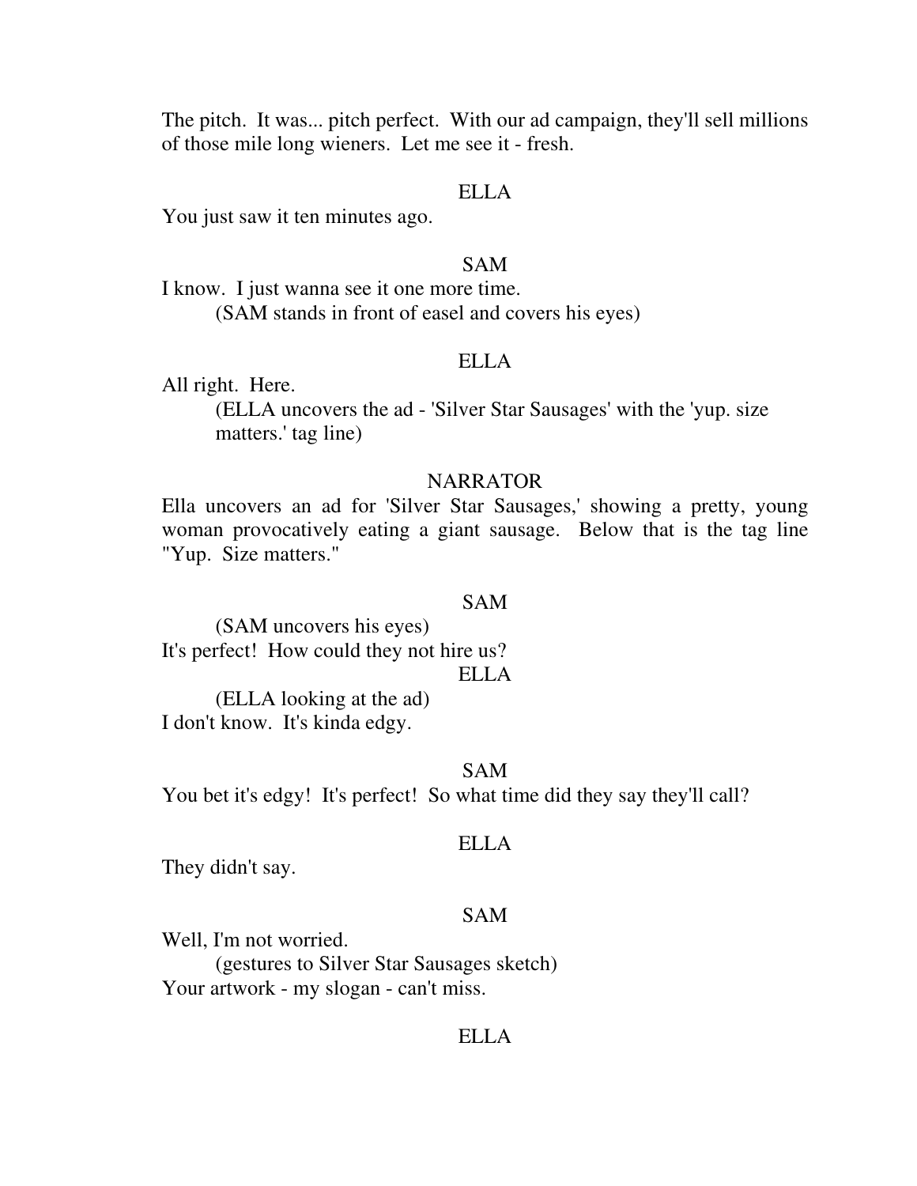The pitch. It was... pitch perfect. With our ad campaign, they'll sell millions of those mile long wieners. Let me see it - fresh.

ELLA

You just saw it ten minutes ago.

SAM

I know. I just wanna see it one more time.

(SAM stands in front of easel and covers his eyes)

ELLA

All right. Here.

(ELLA uncovers the ad - 'Silver Star Sausages' with the 'yup. size matters.' tag line)

NARRATOR

Ella uncovers an ad for 'Silver Star Sausages,' showing a pretty, young woman provocatively eating a giant sausage. Below that is the tag line "Yup. Size matters."

SAM

(SAM uncovers his eyes)

It's perfect! How could they not hire us?

ELLA

(ELLA looking at the ad)

I don't know. It's kinda edgy.

SAM

You bet it's edgy! It's perfect! So what time did they say they'll call?

ELLA

They didn't say.

SAM

Well, I'm not worried.

(gestures to Silver Star Sausages sketch)

Your artwork - my slogan - can't miss.

ELLA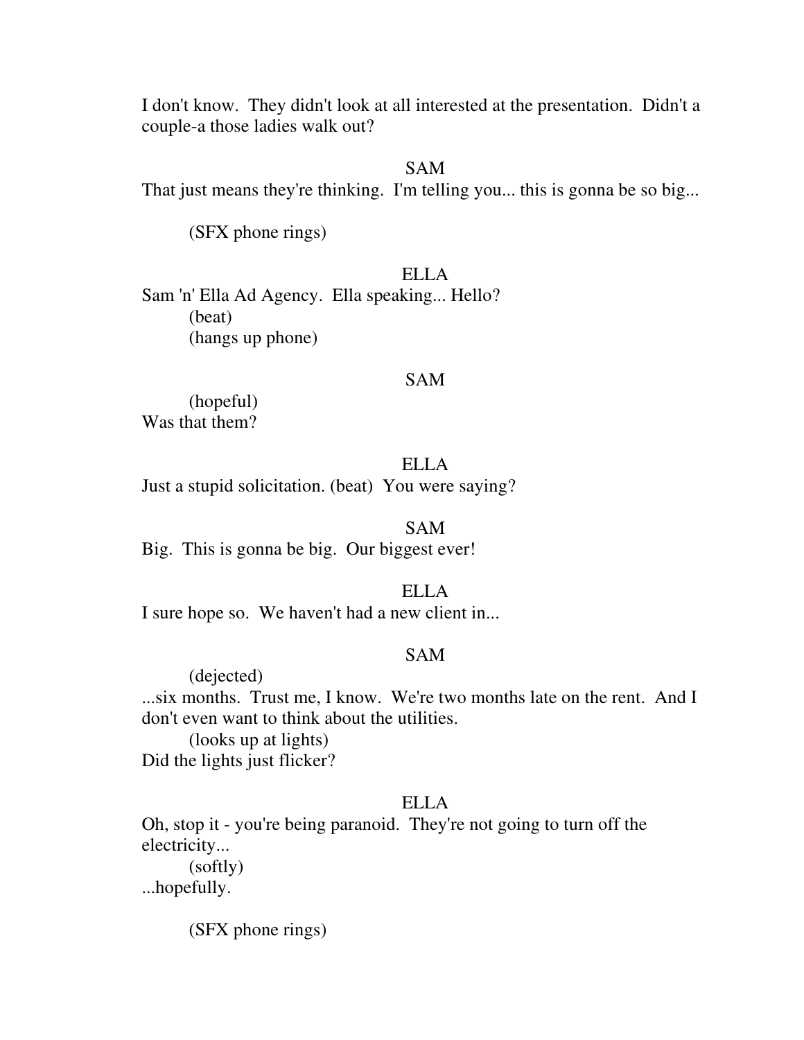I don't know. They didn't look at all interested at the presentation. Didn't a couple-a those ladies walk out?

SAM

That just means they're thinking. I'm telling you... this is gonna be so big...

(SFX phone rings)

ELLA

Sam 'n' Ella Ad Agency. Ella speaking... Hello?

(beat)

(hangs up phone)

SAM

(hopeful)

Was that them?

ELLA

Just a stupid solicitation. (beat) You were saying?

SAM

Big. This is gonna be big. Our biggest ever!

ELLA

I sure hope so. We haven't had a new client in...

SAM

(dejected)

...six months. Trust me, I know. We're two months late on the rent. And I don't even want to think about the utilities.

(looks up at lights)

Did the lights just flicker?

ELLA

Oh, stop it - you're being paranoid. They're not going to turn off the electricity...

(softly)

...hopefully.

(SFX phone rings)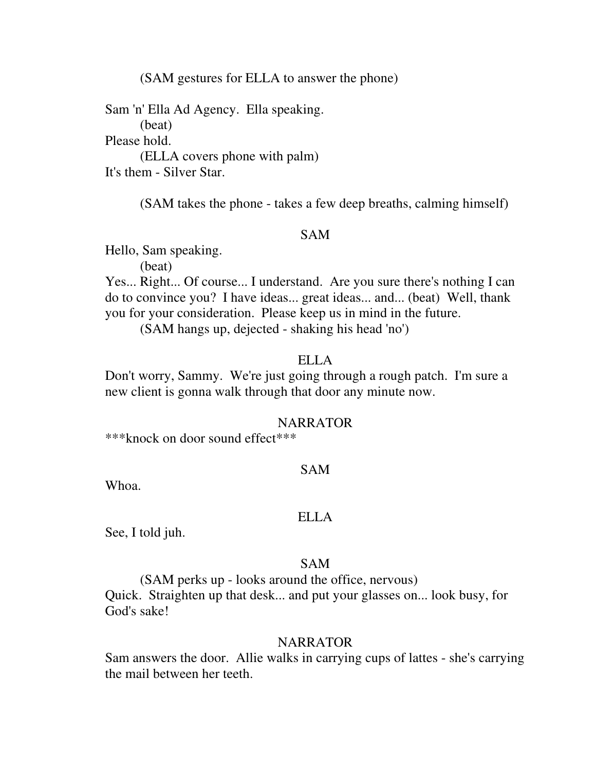(SAM gestures for ELLA to answer the phone)

Sam 'n' Ella Ad Agency. Ella speaking.
(beat)
Please hold.
(ELLA covers phone with palm)
It's them - Silver Star.

(SAM takes the phone - takes a few deep breaths, calming himself)

SAM

Hello, Sam speaking.
(beat)
Yes... Right... Of course... I understand. Are you sure there's nothing I can do to convince you? I have ideas... great ideas... and... (beat) Well, thank you for your consideration. Please keep us in mind in the future.
(SAM hangs up, dejected - shaking his head 'no')

ELLA

Don't worry, Sammy. We're just going through a rough patch. I'm sure a new client is gonna walk through that door any minute now.

NARRATOR

***knock on door sound effect***

SAM

Whoa.

ELLA

See, I told juh.

SAM

(SAM perks up - looks around the office, nervous)
Quick. Straighten up that desk... and put your glasses on... look busy, for God's sake!

NARRATOR

Sam answers the door. Allie walks in carrying cups of lattes - she's carrying the mail between her teeth.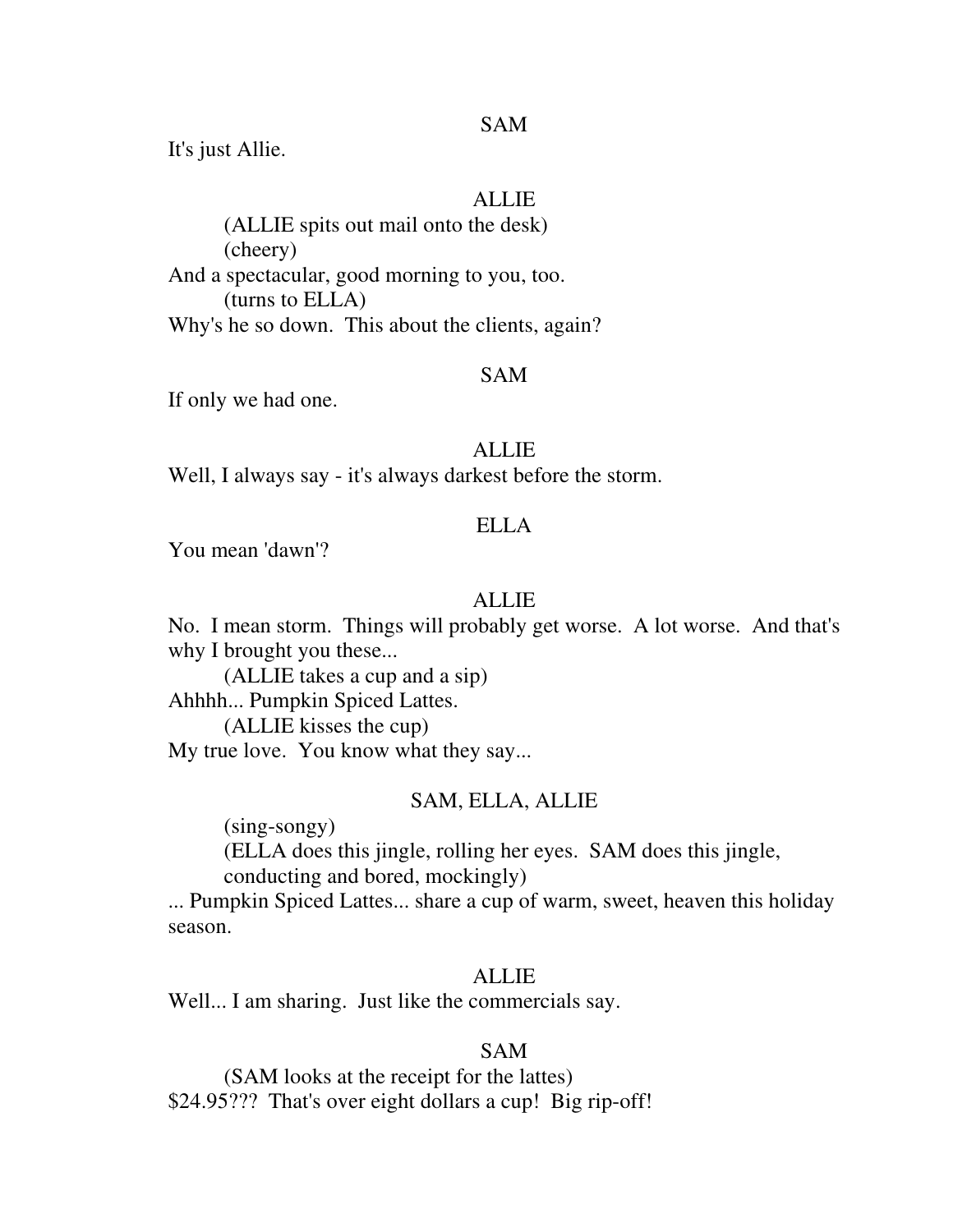SAM

It's just Allie.

ALLIE

(ALLIE spits out mail onto the desk)
(cheery)

And a spectacular, good morning to you, too.

(turns to ELLA)

Why's he so down. This about the clients, again?

SAM

If only we had one.

ALLIE

Well, I always say - it's always darkest before the storm.

ELLA

You mean 'dawn'?

ALLIE

No. I mean storm. Things will probably get worse. A lot worse. And that's why I brought you these...

(ALLIE takes a cup and a sip)

Ahhhh... Pumpkin Spiced Lattes.

(ALLIE kisses the cup)

My true love. You know what they say...

SAM, ELLA, ALLIE

(sing-songy)
(ELLA does this jingle, rolling her eyes. SAM does this jingle, conducting and bored, mockingly)

... Pumpkin Spiced Lattes... share a cup of warm, sweet, heaven this holiday season.

ALLIE

Well... I am sharing. Just like the commercials say.

SAM

(SAM looks at the receipt for the lattes)

$24.95??? That's over eight dollars a cup! Big rip-off!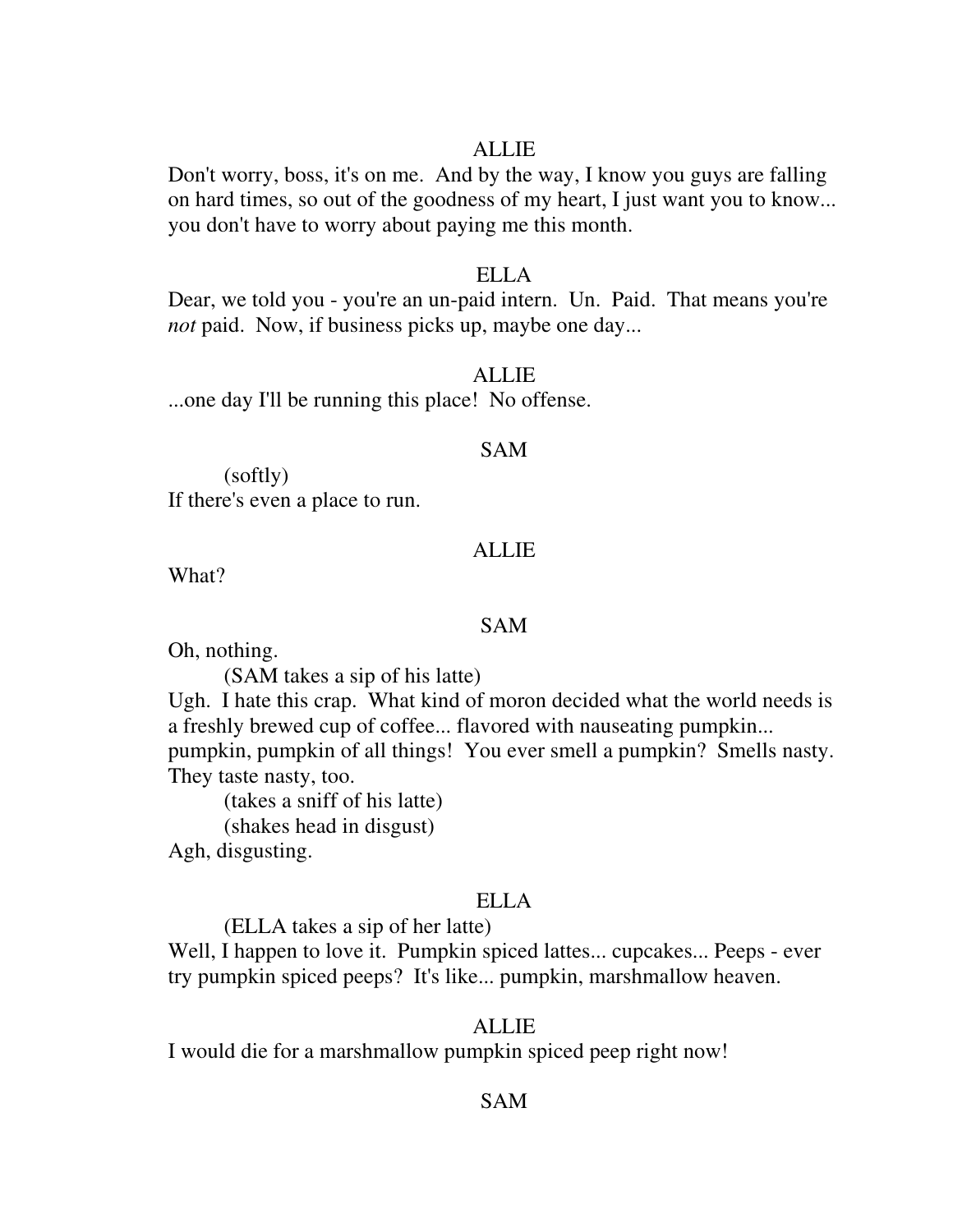ALLIE

Don't worry, boss, it's on me. And by the way, I know you guys are falling on hard times, so out of the goodness of my heart, I just want you to know... you don't have to worry about paying me this month.

ELLA

Dear, we told you - you're an un-paid intern. Un. Paid. That means you're *not* paid. Now, if business picks up, maybe one day...

ALLIE

...one day I'll be running this place! No offense.

SAM

(softly)

If there's even a place to run.

ALLIE

What?

SAM

Oh, nothing.

(SAM takes a sip of his latte)

Ugh. I hate this crap. What kind of moron decided what the world needs is a freshly brewed cup of coffee... flavored with nauseating pumpkin... pumpkin, pumpkin of all things! You ever smell a pumpkin? Smells nasty. They taste nasty, too.

(takes a sniff of his latte)

(shakes head in disgust)

Agh, disgusting.

ELLA

(ELLA takes a sip of her latte)

Well, I happen to love it. Pumpkin spiced lattes... cupcakes... Peeps - ever try pumpkin spiced peeps? It's like... pumpkin, marshmallow heaven.

ALLIE

I would die for a marshmallow pumpkin spiced peep right now!

SAM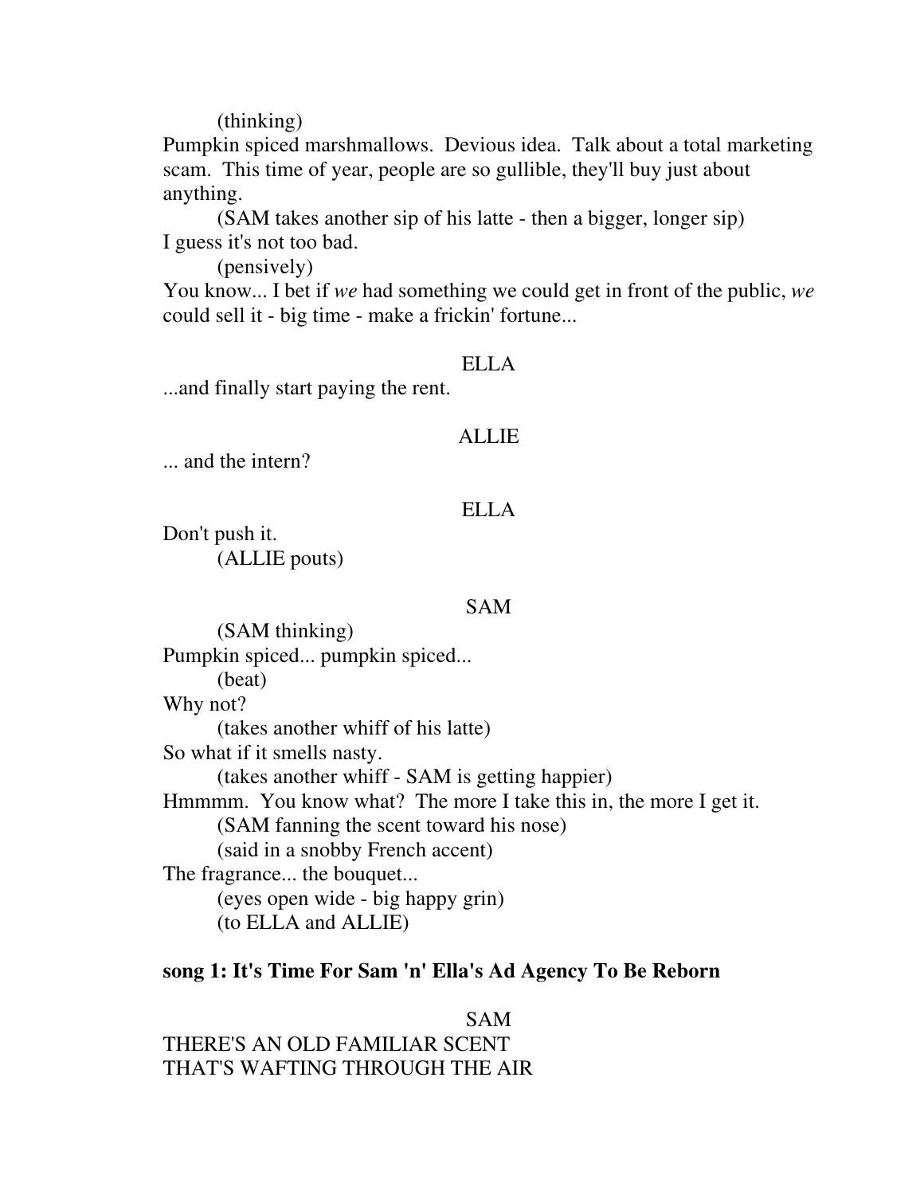(thinking)

Pumpkin spiced marshmallows.  Devious idea.  Talk about a total marketing scam.  This time of year, people are so gullible, they'll buy just about anything.

(SAM takes another sip of his latte - then a bigger, longer sip)

I guess it's not too bad.

(pensively)

You know... I bet if *we* had something we could get in front of the public, *we* could sell it - big time - make a frickin' fortune...

ELLA

...and finally start paying the rent.

ALLIE

... and the intern?

ELLA

Don't push it.

(ALLIE pouts)

SAM

(SAM thinking)

Pumpkin spiced... pumpkin spiced...

(beat)

Why not?

(takes another whiff of his latte)

So what if it smells nasty.

(takes another whiff - SAM is getting happier)

Hmmmm.  You know what?  The more I take this in, the more I get it.

(SAM fanning the scent toward his nose)

(said in a snobby French accent)

The fragrance... the bouquet...

(eyes open wide - big happy grin)

(to ELLA and ALLIE)

**song 1: It's Time For Sam 'n' Ella's Ad Agency To Be Reborn**

SAM

THERE'S AN OLD FAMILIAR SCENT
THAT'S WAFTING THROUGH THE AIR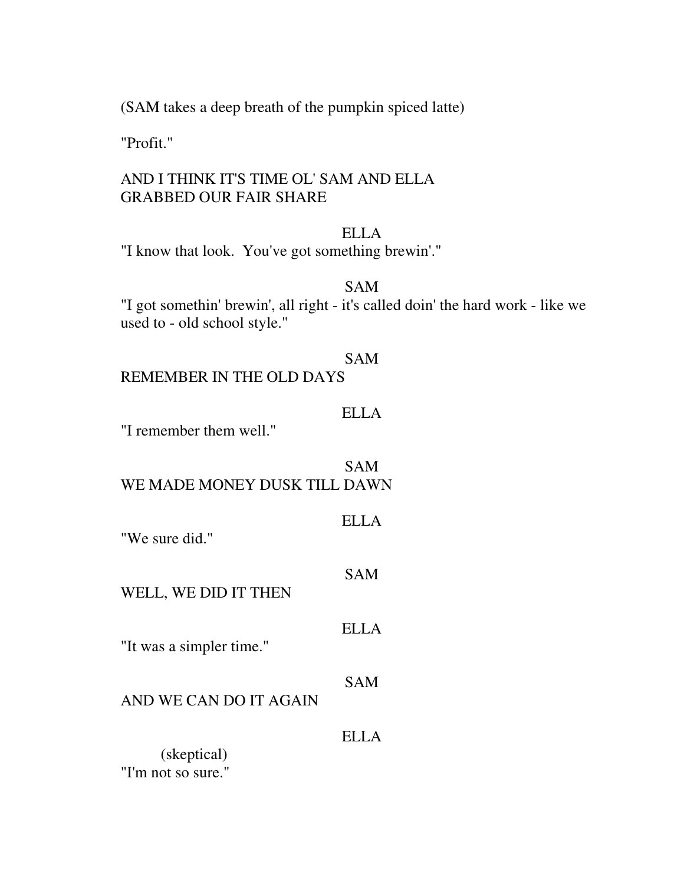(SAM takes a deep breath of the pumpkin spiced latte)

"Profit."

AND I THINK IT'S TIME OL' SAM AND ELLA
GRABBED OUR FAIR SHARE

ELLA

"I know that look. You've got something brewin'."

SAM

"I got somethin' brewin', all right - it's called doin' the hard work - like we used to - old school style."

SAM

REMEMBER IN THE OLD DAYS

ELLA

"I remember them well."

SAM

WE MADE MONEY DUSK TILL DAWN

ELLA

"We sure did."

SAM

WELL, WE DID IT THEN

ELLA

"It was a simpler time."

SAM

AND WE CAN DO IT AGAIN

ELLA

(skeptical)
"I'm not so sure."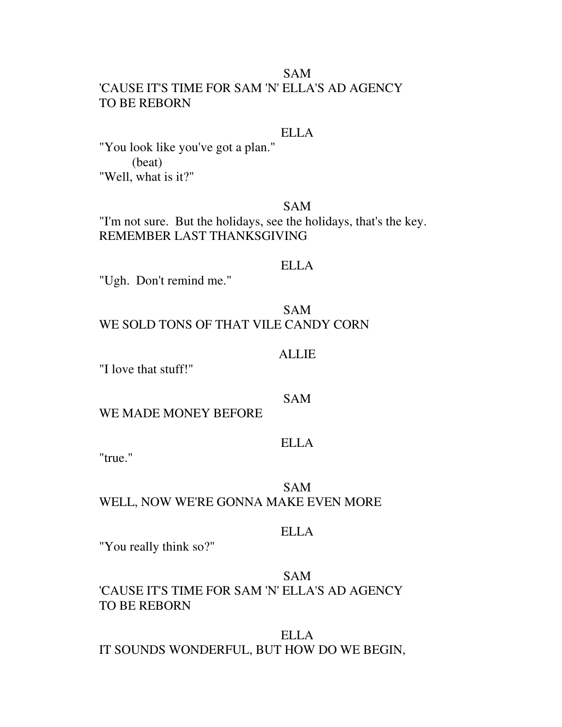SAM

'CAUSE IT'S TIME FOR SAM 'N' ELLA'S AD AGENCY
TO BE REBORN

ELLA

"You look like you've got a plan."
(beat)
"Well, what is it?"

SAM

"I'm not sure. But the holidays, see the holidays, that's the key.
REMEMBER LAST THANKSGIVING

ELLA

"Ugh. Don't remind me."

SAM

WE SOLD TONS OF THAT VILE CANDY CORN

ALLIE

"I love that stuff!"

SAM

WE MADE MONEY BEFORE

ELLA

"true."

SAM

WELL, NOW WE'RE GONNA MAKE EVEN MORE

ELLA

"You really think so?"

SAM

'CAUSE IT'S TIME FOR SAM 'N' ELLA'S AD AGENCY
TO BE REBORN

ELLA

IT SOUNDS WONDERFUL, BUT HOW DO WE BEGIN,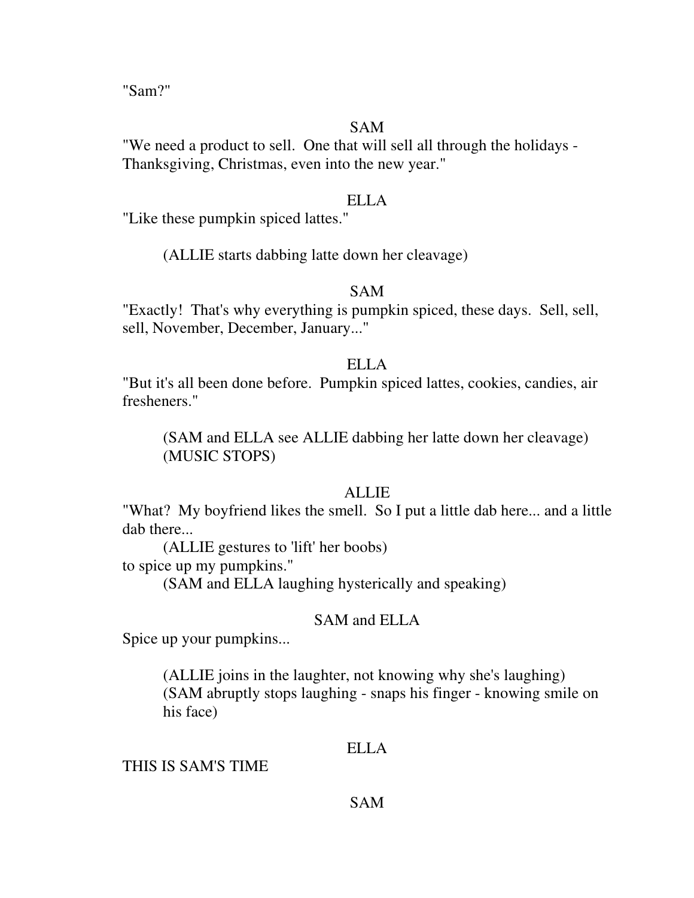"Sam?"

SAM

"We need a product to sell. One that will sell all through the holidays - Thanksgiving, Christmas, even into the new year."

ELLA

"Like these pumpkin spiced lattes."

(ALLIE starts dabbing latte down her cleavage)

SAM

"Exactly! That's why everything is pumpkin spiced, these days. Sell, sell, sell, November, December, January..."

ELLA

"But it's all been done before. Pumpkin spiced lattes, cookies, candies, air fresheners."

(SAM and ELLA see ALLIE dabbing her latte down her cleavage)
(MUSIC STOPS)

ALLIE

"What? My boyfriend likes the smell. So I put a little dab here... and a little dab there...

(ALLIE gestures to 'lift' her boobs)

to spice up my pumpkins."

(SAM and ELLA laughing hysterically and speaking)

SAM and ELLA

Spice up your pumpkins...

(ALLIE joins in the laughter, not knowing why she's laughing)
(SAM abruptly stops laughing - snaps his finger - knowing smile on his face)

ELLA

THIS IS SAM'S TIME

SAM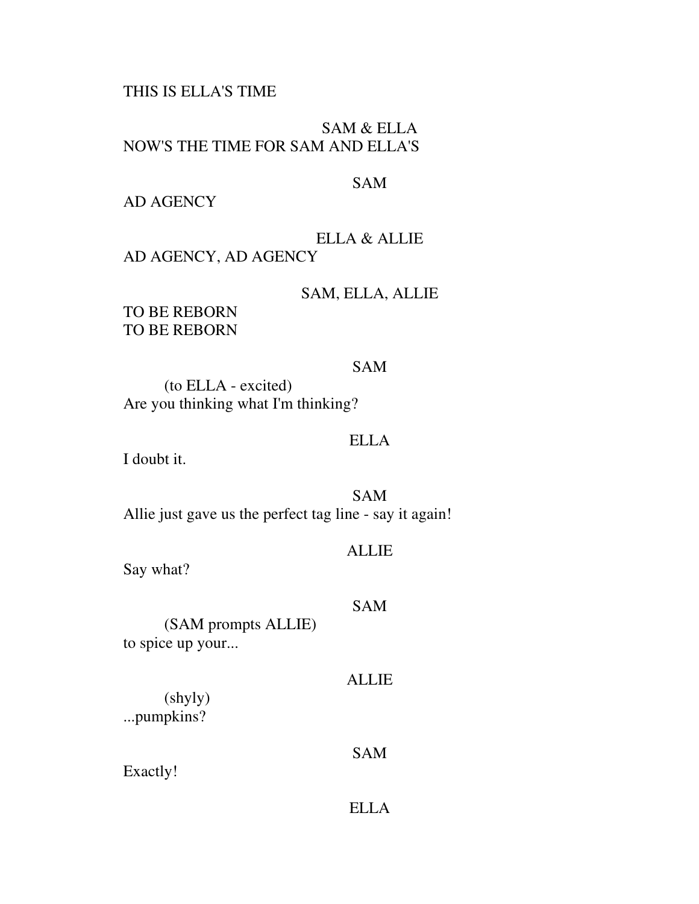THIS IS ELLA'S TIME

SAM & ELLA

NOW'S THE TIME FOR SAM AND ELLA'S

SAM

AD AGENCY

ELLA & ALLIE

AD AGENCY, AD AGENCY

SAM, ELLA, ALLIE

TO BE REBORN
TO BE REBORN

SAM

(to ELLA - excited)

Are you thinking what I'm thinking?

ELLA

I doubt it.

SAM

Allie just gave us the perfect tag line - say it again!

ALLIE

Say what?

SAM

(SAM prompts ALLIE)

to spice up your...

ALLIE

(shyly)

...pumpkins?

SAM

Exactly!

ELLA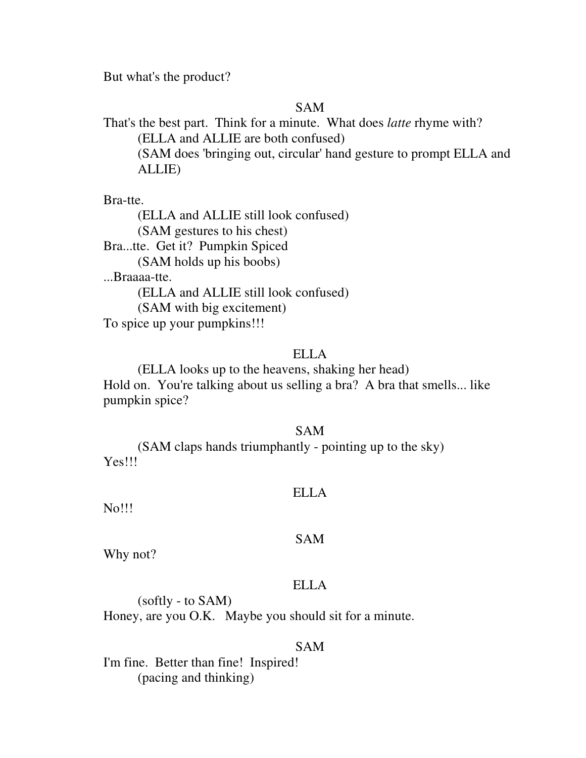But what's the product?

SAM

That's the best part.  Think for a minute.  What does *latte* rhyme with?

(ELLA and ALLIE are both confused)

(SAM does 'bringing out, circular' hand gesture to prompt ELLA and ALLIE)

Bra-tte.

(ELLA and ALLIE still look confused)

(SAM gestures to his chest)

Bra...tte.  Get it?  Pumpkin Spiced

(SAM holds up his boobs)

...Braaaa-tte.

(ELLA and ALLIE still look confused)

(SAM with big excitement)

To spice up your pumpkins!!!

ELLA

(ELLA looks up to the heavens, shaking her head)

Hold on.  You're talking about us selling a bra?  A bra that smells... like pumpkin spice?

SAM

(SAM claps hands triumphantly - pointing up to the sky)

Yes!!!

ELLA

No!!!

SAM

Why not?

ELLA

(softly - to SAM)

Honey, are you O.K.   Maybe you should sit for a minute.

SAM

I'm fine.  Better than fine!  Inspired!

(pacing and thinking)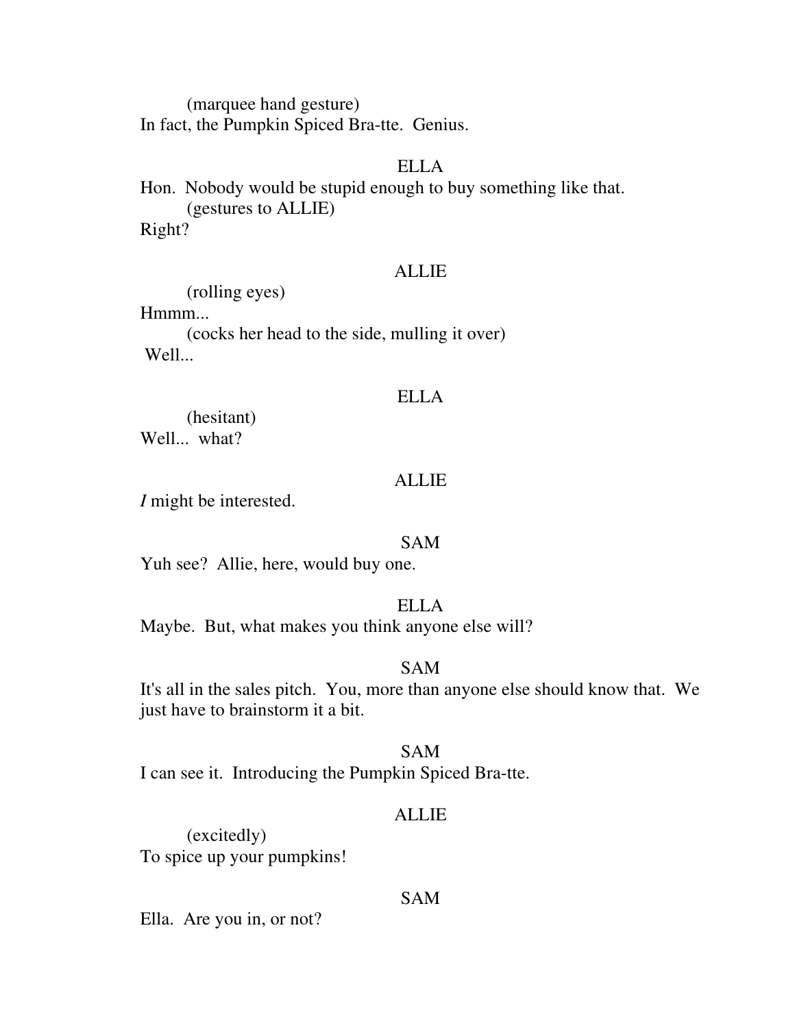(marquee hand gesture)

In fact, the Pumpkin Spiced Bra-tte.  Genius.

ELLA

Hon.  Nobody would be stupid enough to buy something like that.

(gestures to ALLIE)

Right?

ALLIE

(rolling eyes)

Hmmm...

(cocks her head to the side, mulling it over)

Well...

ELLA

(hesitant)

Well...  what?

ALLIE

*I* might be interested.

SAM

Yuh see?  Allie, here, would buy one.

ELLA

Maybe.  But, what makes you think anyone else will?

SAM

It's all in the sales pitch.  You, more than anyone else should know that.  We just have to brainstorm it a bit.

SAM

I can see it.  Introducing the Pumpkin Spiced Bra-tte.

ALLIE

(excitedly)

To spice up your pumpkins!

SAM

Ella.  Are you in, or not?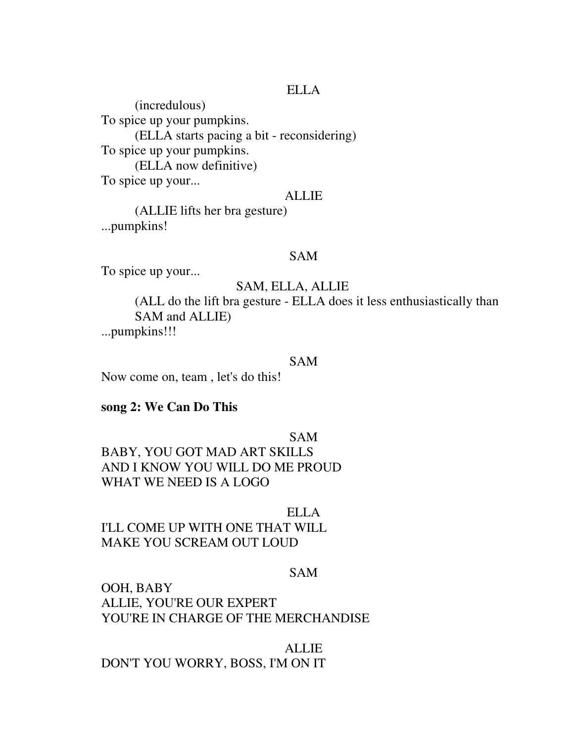ELLA

(incredulous)

To spice up your pumpkins.

(ELLA starts pacing a bit - reconsidering)

To spice up your pumpkins.

(ELLA now definitive)

To spice up your...

ALLIE

(ALLIE lifts her bra gesture)

...pumpkins!

SAM

To spice up your...

SAM, ELLA, ALLIE

(ALL do the lift bra gesture - ELLA does it less enthusiastically than SAM and ALLIE)

...pumpkins!!!

SAM

Now come on, team , let's do this!

**song 2: We Can Do This**

SAM

BABY, YOU GOT MAD ART SKILLS
AND I KNOW YOU WILL DO ME PROUD
WHAT WE NEED IS A LOGO

ELLA

I'LL COME UP WITH ONE THAT WILL
MAKE YOU SCREAM OUT LOUD

SAM

OOH, BABY
ALLIE, YOU'RE OUR EXPERT
YOU'RE IN CHARGE OF THE MERCHANDISE

ALLIE

DON'T YOU WORRY, BOSS, I'M ON IT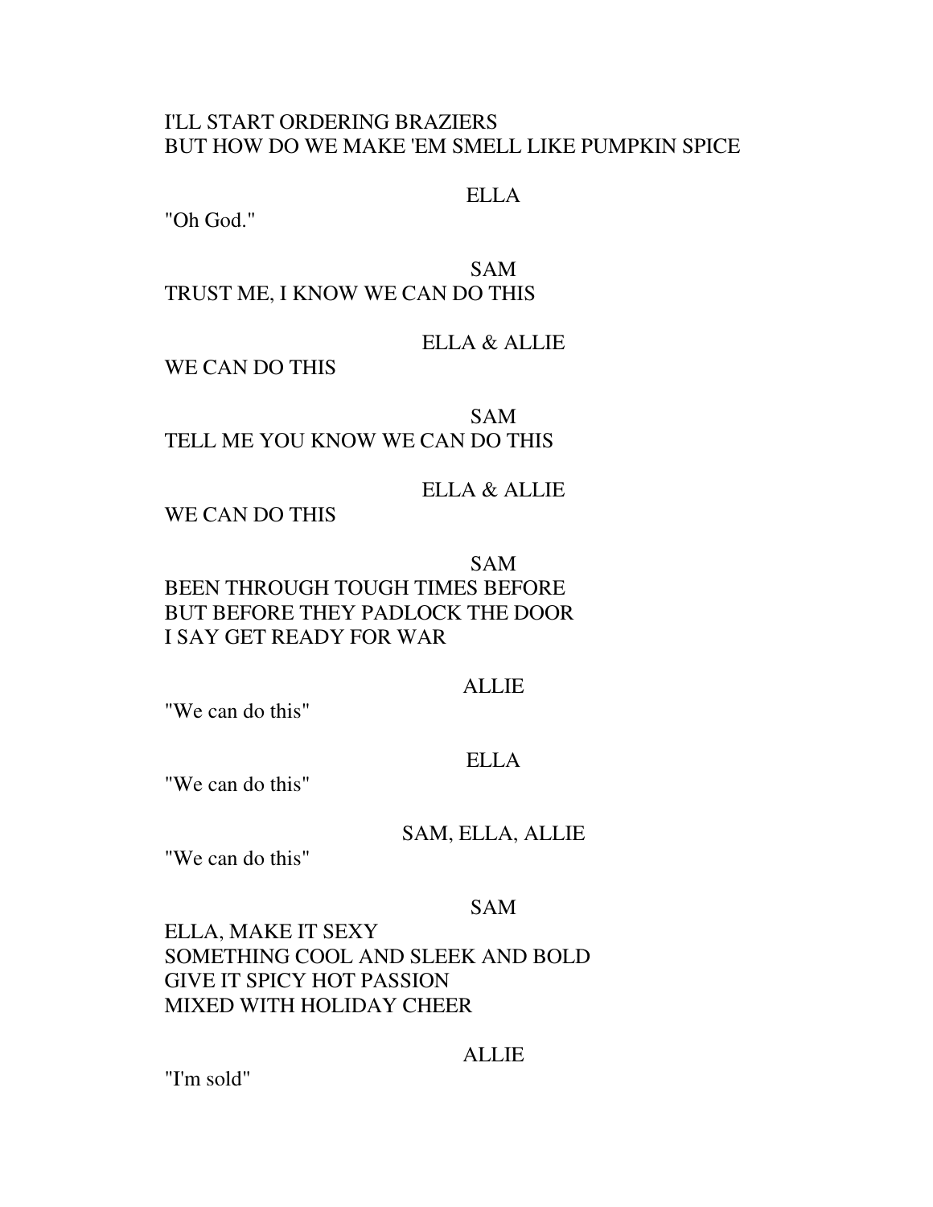I'LL START ORDERING BRAZIERS
BUT HOW DO WE MAKE 'EM SMELL LIKE PUMPKIN SPICE

ELLA

"Oh God."

SAM

TRUST ME, I KNOW WE CAN DO THIS

ELLA & ALLIE

WE CAN DO THIS

SAM

TELL ME YOU KNOW WE CAN DO THIS

ELLA & ALLIE

WE CAN DO THIS

SAM

BEEN THROUGH TOUGH TIMES BEFORE
BUT BEFORE THEY PADLOCK THE DOOR
I SAY GET READY FOR WAR

ALLIE

"We can do this"

ELLA

"We can do this"

SAM, ELLA, ALLIE

"We can do this"

SAM

ELLA, MAKE IT SEXY
SOMETHING COOL AND SLEEK AND BOLD
GIVE IT SPICY HOT PASSION
MIXED WITH HOLIDAY CHEER

ALLIE

"I'm sold"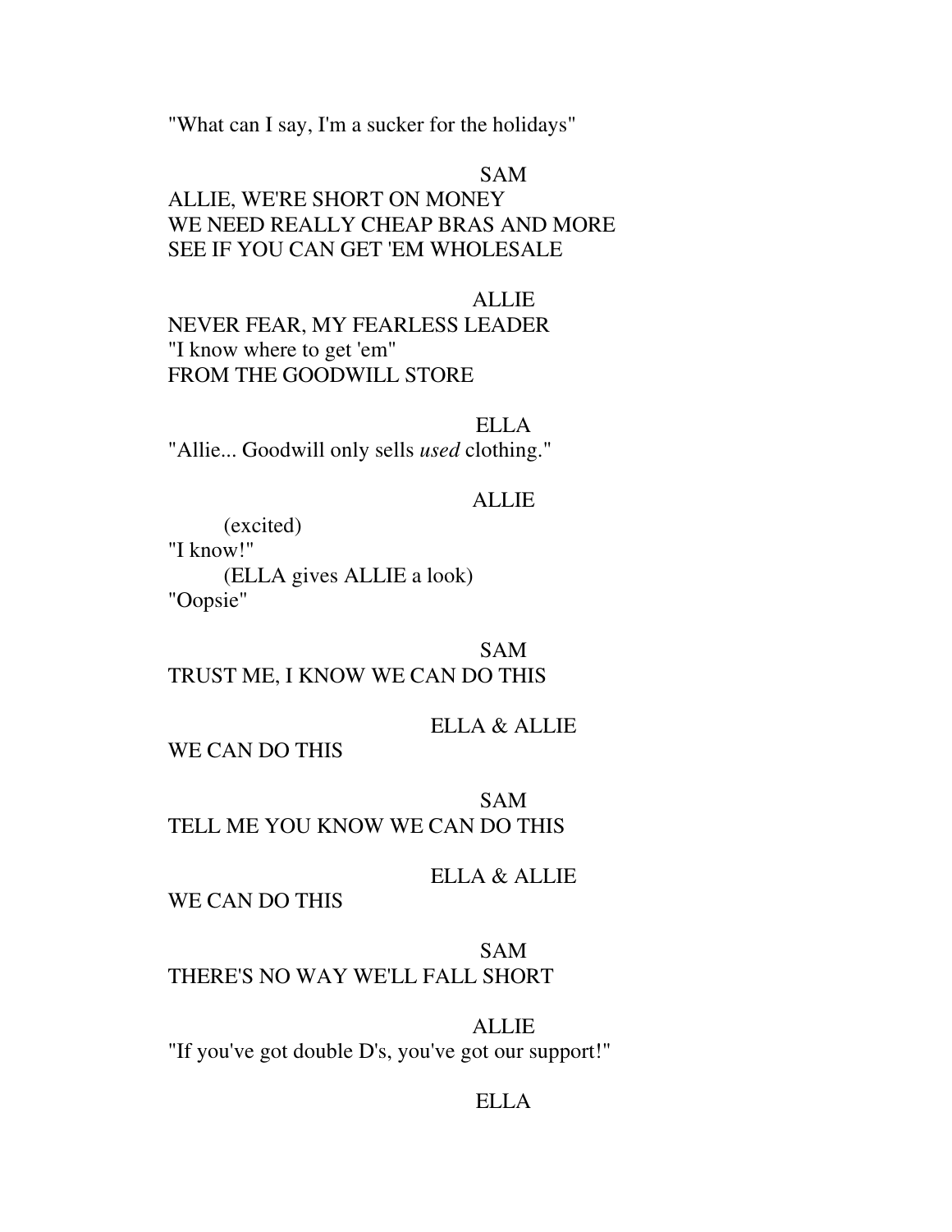"What can I say, I'm a sucker for the holidays"

SAM

ALLIE, WE'RE SHORT ON MONEY
WE NEED REALLY CHEAP BRAS AND MORE
SEE IF YOU CAN GET 'EM WHOLESALE

ALLIE

NEVER FEAR, MY FEARLESS LEADER
"I know where to get 'em"
FROM THE GOODWILL STORE

ELLA

"Allie... Goodwill only sells *used* clothing."

ALLIE

(excited)
"I know!"
(ELLA gives ALLIE a look)
"Oopsie"

SAM

TRUST ME, I KNOW WE CAN DO THIS

ELLA & ALLIE

WE CAN DO THIS

SAM

TELL ME YOU KNOW WE CAN DO THIS

ELLA & ALLIE

WE CAN DO THIS

SAM

THERE'S NO WAY WE'LL FALL SHORT

ALLIE

"If you've got double D's, you've got our support!"

ELLA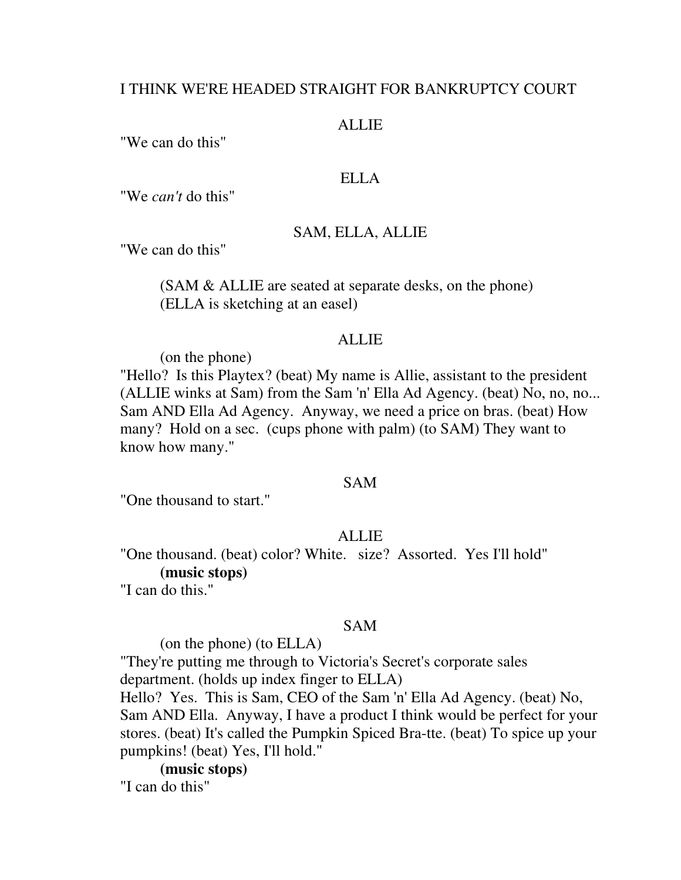I THINK WE'RE HEADED STRAIGHT FOR BANKRUPTCY COURT

ALLIE

"We can do this"

ELLA

"We *can't* do this"

SAM, ELLA, ALLIE

"We can do this"

(SAM & ALLIE are seated at separate desks, on the phone)
(ELLA is sketching at an easel)

ALLIE

(on the phone)
"Hello? Is this Playtex? (beat) My name is Allie, assistant to the president (ALLIE winks at Sam) from the Sam 'n' Ella Ad Agency. (beat) No, no, no... Sam AND Ella Ad Agency. Anyway, we need a price on bras. (beat) How many? Hold on a sec. (cups phone with palm) (to SAM) They want to know how many."

SAM

"One thousand to start."

ALLIE

"One thousand. (beat) color? White. size? Assorted. Yes I'll hold"
**(music stops)**
"I can do this."

SAM

(on the phone) (to ELLA)
"They're putting me through to Victoria's Secret's corporate sales department. (holds up index finger to ELLA)
Hello? Yes. This is Sam, CEO of the Sam 'n' Ella Ad Agency. (beat) No, Sam AND Ella. Anyway, I have a product I think would be perfect for your stores. (beat) It's called the Pumpkin Spiced Bra-tte. (beat) To spice up your pumpkins! (beat) Yes, I'll hold."
**(music stops)**
"I can do this"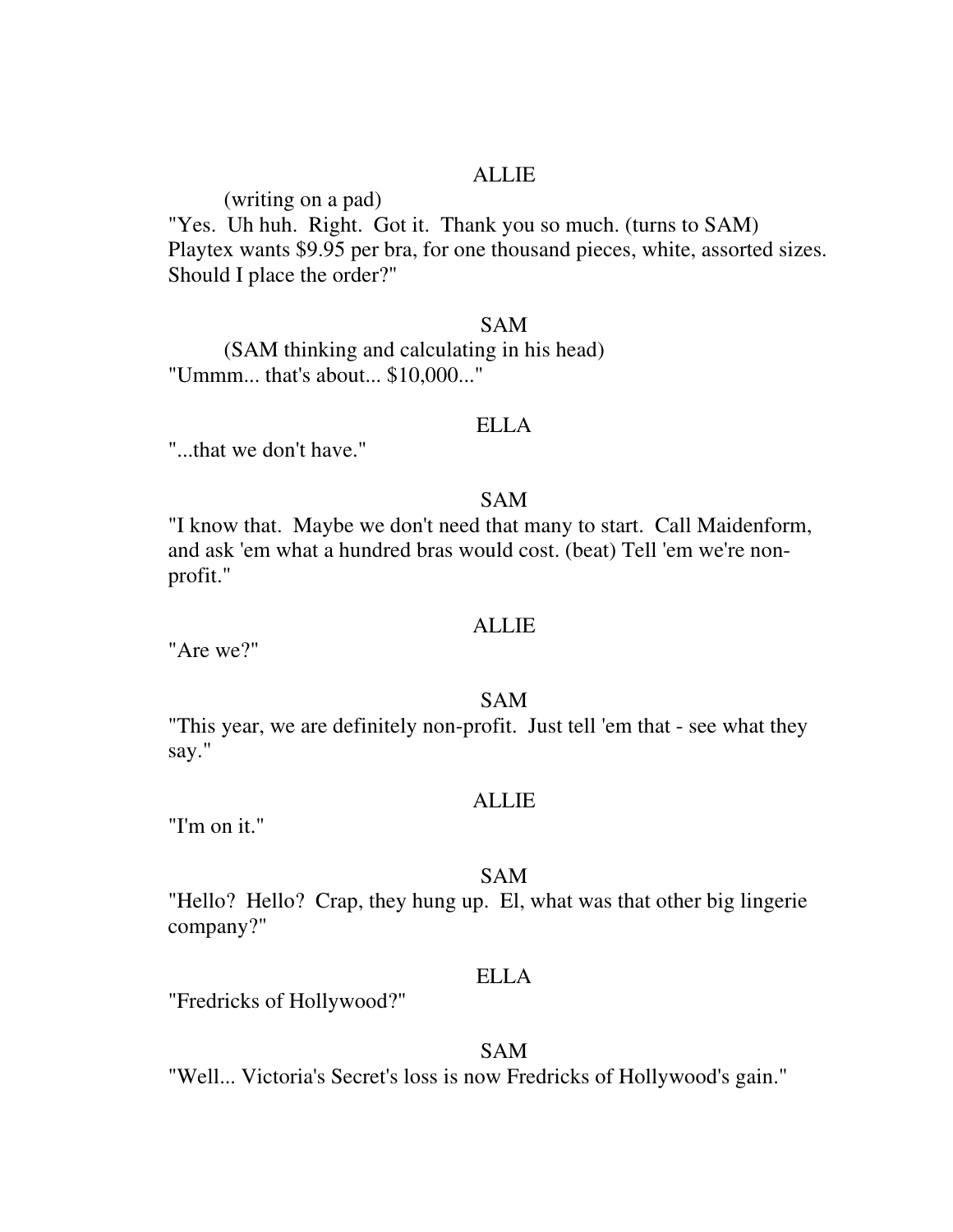ALLIE

(writing on a pad)

"Yes.  Uh huh.  Right.  Got it.  Thank you so much. (turns to SAM) Playtex wants $9.95 per bra, for one thousand pieces, white, assorted sizes. Should I place the order?"

SAM

(SAM thinking and calculating in his head)

"Ummm... that's about... $10,000..."

ELLA

"...that we don't have."

SAM

"I know that.  Maybe we don't need that many to start.  Call Maidenform, and ask 'em what a hundred bras would cost. (beat) Tell 'em we're non-profit."

ALLIE

"Are we?"

SAM

"This year, we are definitely non-profit.  Just tell 'em that - see what they say."

ALLIE

"I'm on it."

SAM

"Hello?  Hello?  Crap, they hung up.  El, what was that other big lingerie company?"

ELLA

"Fredricks of Hollywood?"

SAM

"Well... Victoria's Secret's loss is now Fredricks of Hollywood's gain."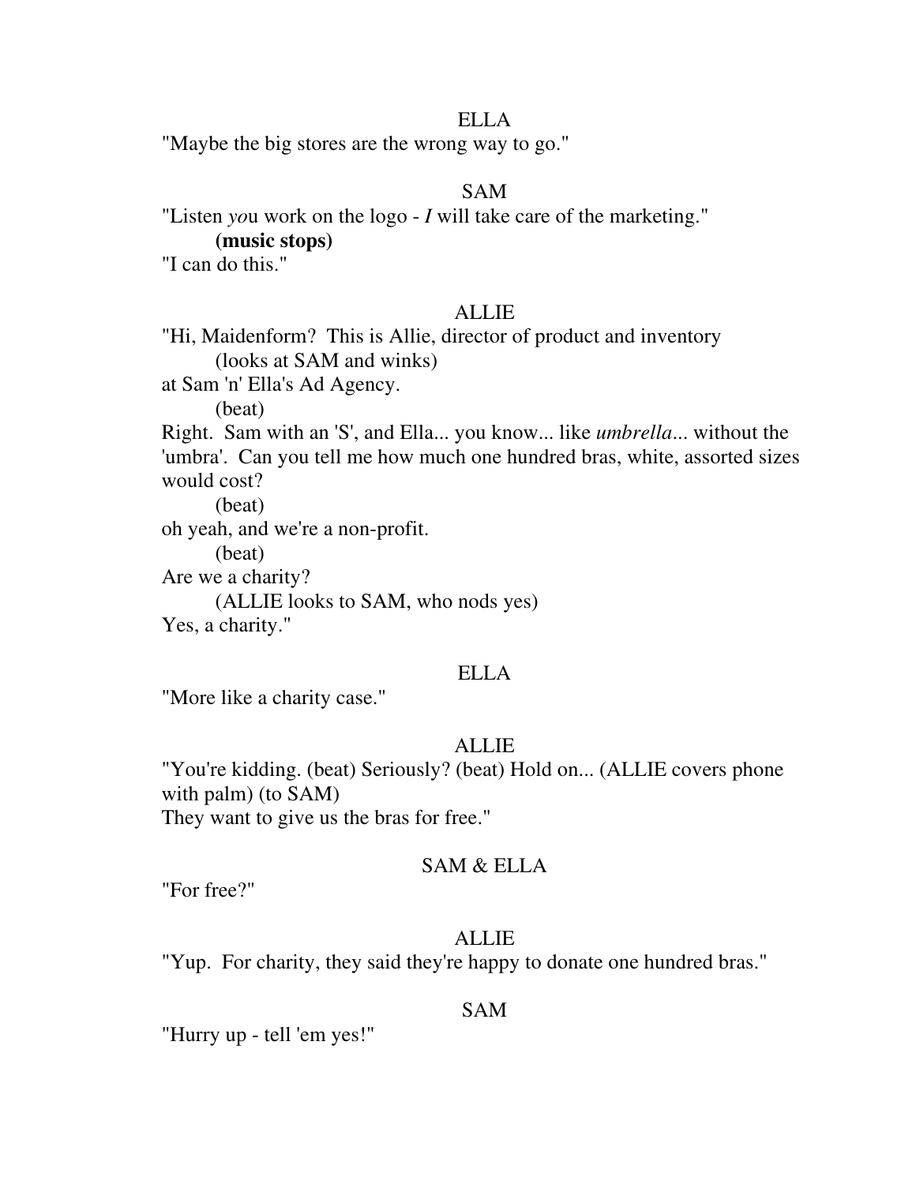ELLA

"Maybe the big stores are the wrong way to go."

SAM

"Listen *yo*u work on the logo - *I* will take care of the marketing."

**(music stops)**

"I can do this."

ALLIE

"Hi, Maidenform? This is Allie, director of product and inventory

(looks at SAM and winks)

at Sam 'n' Ella's Ad Agency.

(beat)

Right. Sam with an 'S', and Ella... you know... like *umbrella*... without the 'umbra'. Can you tell me how much one hundred bras, white, assorted sizes would cost?

(beat)

oh yeah, and we're a non-profit.

(beat)

Are we a charity?

(ALLIE looks to SAM, who nods yes)

Yes, a charity."

ELLA

"More like a charity case."

ALLIE

"You're kidding. (beat) Seriously? (beat) Hold on... (ALLIE covers phone with palm) (to SAM)

They want to give us the bras for free."

SAM & ELLA

"For free?"

ALLIE

"Yup. For charity, they said they're happy to donate one hundred bras."

SAM

"Hurry up - tell 'em yes!"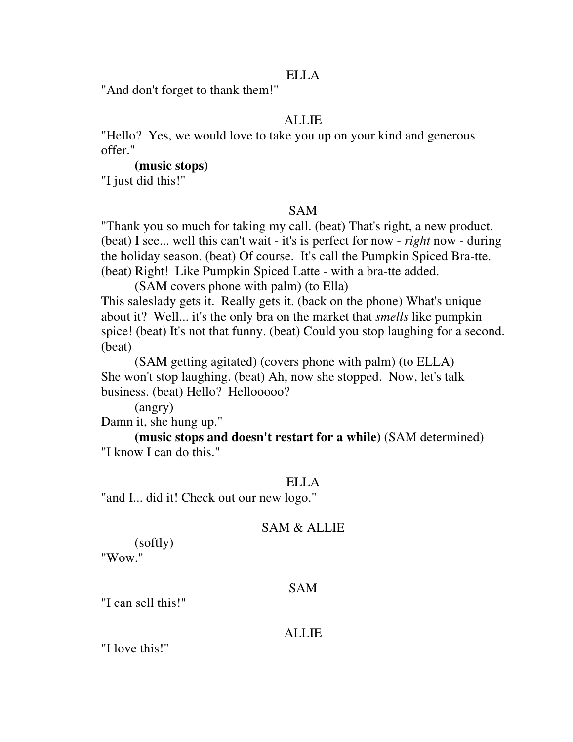ELLA

"And don't forget to thank them!"

ALLIE

"Hello? Yes, we would love to take you up on your kind and generous offer."

**(music stops)**

"I just did this!"

SAM

"Thank you so much for taking my call. (beat) That's right, a new product. (beat) I see... well this can't wait - it's is perfect for now - *right* now - during the holiday season. (beat) Of course. It's call the Pumpkin Spiced Bra-tte. (beat) Right! Like Pumpkin Spiced Latte - with a bra-tte added.

(SAM covers phone with palm) (to Ella)

This saleslady gets it. Really gets it. (back on the phone) What's unique about it? Well... it's the only bra on the market that *smells* like pumpkin spice! (beat) It's not that funny. (beat) Could you stop laughing for a second. (beat)

(SAM getting agitated) (covers phone with palm) (to ELLA)

She won't stop laughing. (beat) Ah, now she stopped. Now, let's talk business. (beat) Hello? Hellooooo?

(angry)

Damn it, she hung up."

**(music stops and doesn't restart for a while)** (SAM determined)

"I know I can do this."

ELLA

"and I... did it! Check out our new logo."

SAM & ALLIE

(softly)

"Wow."

SAM

"I can sell this!"

ALLIE

"I love this!"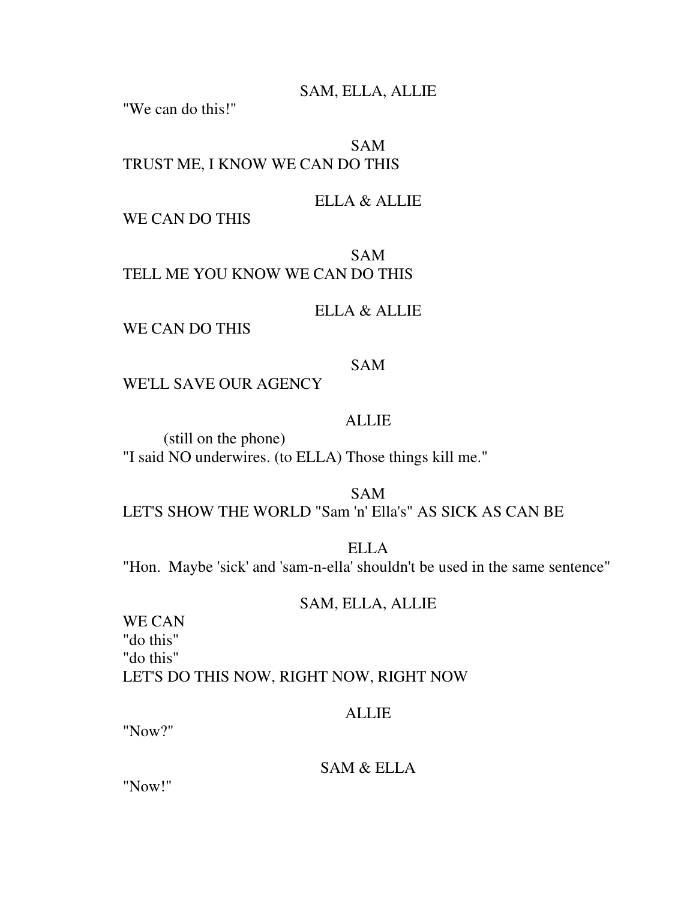SAM, ELLA, ALLIE

"We can do this!"

SAM

TRUST ME, I KNOW WE CAN DO THIS

ELLA & ALLIE

WE CAN DO THIS

SAM

TELL ME YOU KNOW WE CAN DO THIS

ELLA & ALLIE

WE CAN DO THIS

SAM

WE'LL SAVE OUR AGENCY

ALLIE

(still on the phone)

"I said NO underwires. (to ELLA) Those things kill me."

SAM

LET'S SHOW THE WORLD "Sam 'n' Ella's" AS SICK AS CAN BE

ELLA

"Hon. Maybe 'sick' and 'sam-n-ella' shouldn't be used in the same sentence"

SAM, ELLA, ALLIE

WE CAN
"do this"
"do this"
LET'S DO THIS NOW, RIGHT NOW, RIGHT NOW

ALLIE

"Now?"

SAM & ELLA

"Now!"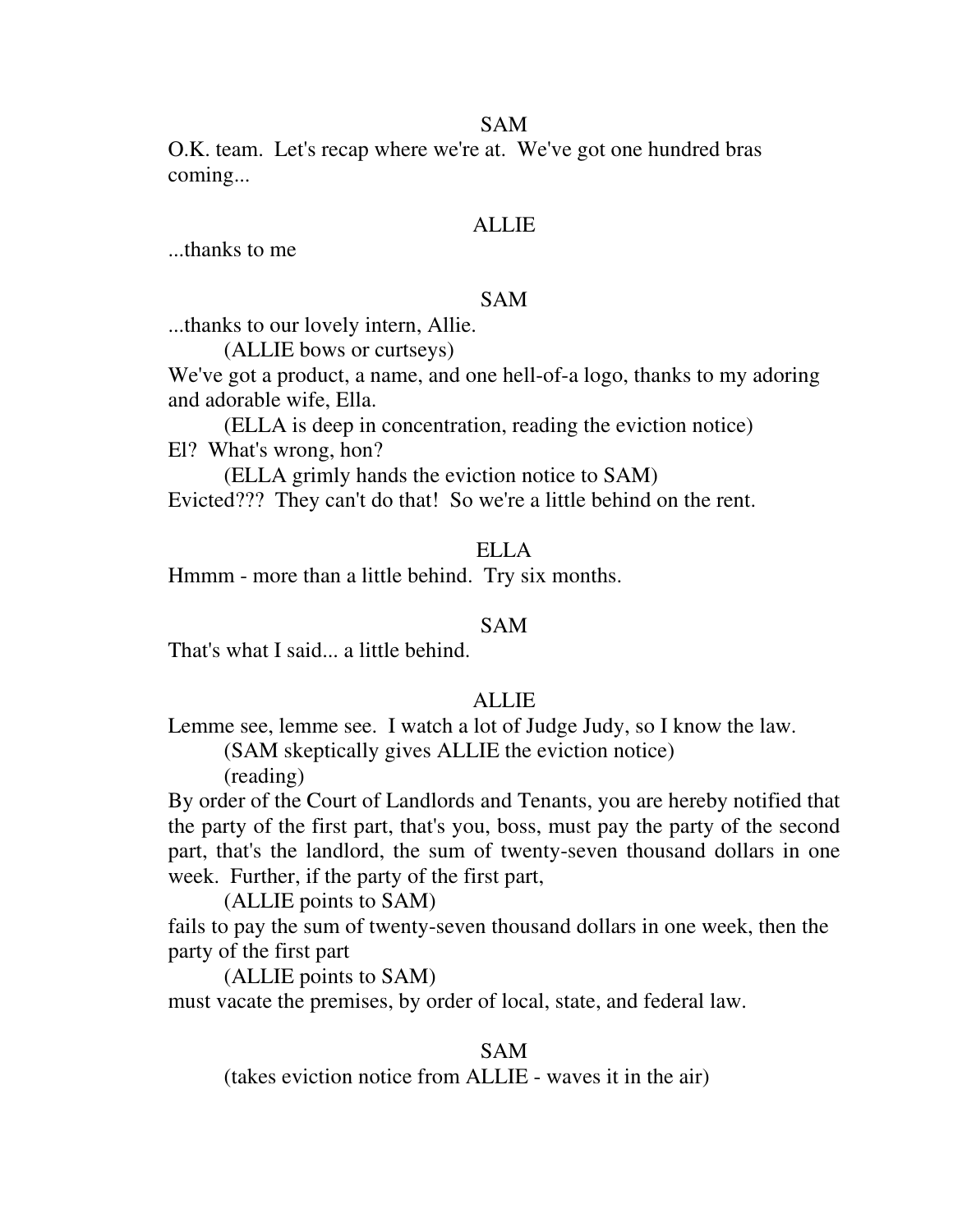SAM

O.K. team.  Let's recap where we're at.  We've got one hundred bras coming...

ALLIE

...thanks to me

SAM

...thanks to our lovely intern, Allie.

(ALLIE bows or curtseys)

We've got a product, a name, and one hell-of-a logo, thanks to my adoring and adorable wife, Ella.

(ELLA is deep in concentration, reading the eviction notice)

El?  What's wrong, hon?

(ELLA grimly hands the eviction notice to SAM)

Evicted???  They can't do that!  So we're a little behind on the rent.

ELLA

Hmmm - more than a little behind.  Try six months.

SAM

That's what I said... a little behind.

ALLIE

Lemme see, lemme see.  I watch a lot of Judge Judy, so I know the law.

(SAM skeptically gives ALLIE the eviction notice)

(reading)

By order of the Court of Landlords and Tenants, you are hereby notified that the party of the first part, that's you, boss, must pay the party of the second part, that's the landlord, the sum of twenty-seven thousand dollars in one week.  Further, if the party of the first part,

(ALLIE points to SAM)

fails to pay the sum of twenty-seven thousand dollars in one week, then the party of the first part

(ALLIE points to SAM)

must vacate the premises, by order of local, state, and federal law.

SAM

(takes eviction notice from ALLIE - waves it in the air)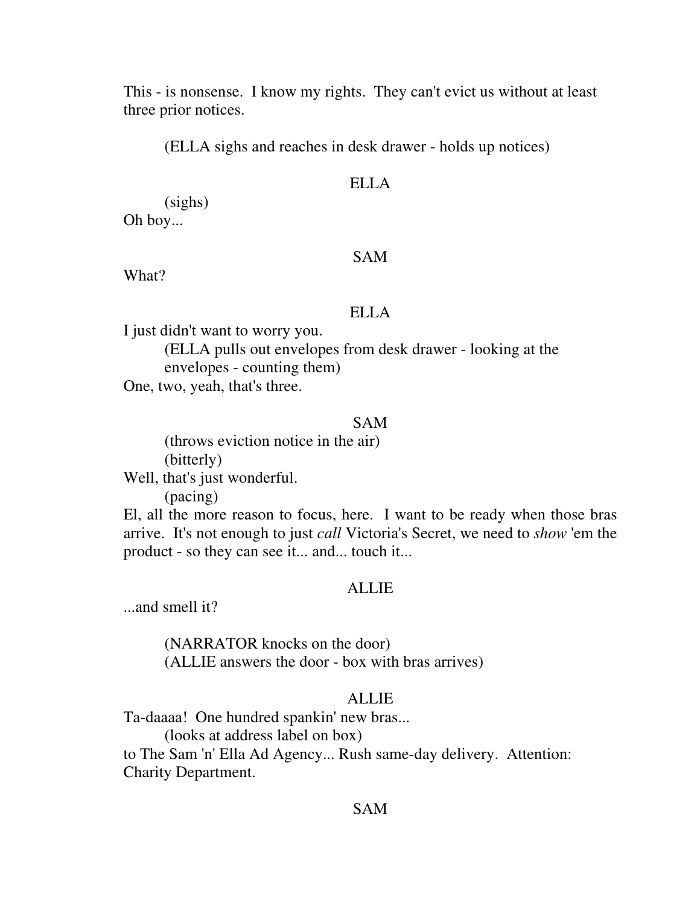This - is nonsense. I know my rights. They can't evict us without at least three prior notices.

(ELLA sighs and reaches in desk drawer - holds up notices)

ELLA

(sighs)

Oh boy...

SAM

What?

ELLA

I just didn't want to worry you.

(ELLA pulls out envelopes from desk drawer - looking at the envelopes - counting them)

One, two, yeah, that's three.

SAM

(throws eviction notice in the air)

(bitterly)

Well, that's just wonderful.

(pacing)

El, all the more reason to focus, here. I want to be ready when those bras arrive. It's not enough to just *call* Victoria's Secret, we need to *show* 'em the product - so they can see it... and... touch it...

ALLIE

...and smell it?

(NARRATOR knocks on the door)

(ALLIE answers the door - box with bras arrives)

ALLIE

Ta-daaaa! One hundred spankin' new bras...

(looks at address label on box)

to The Sam 'n' Ella Ad Agency... Rush same-day delivery. Attention: Charity Department.

SAM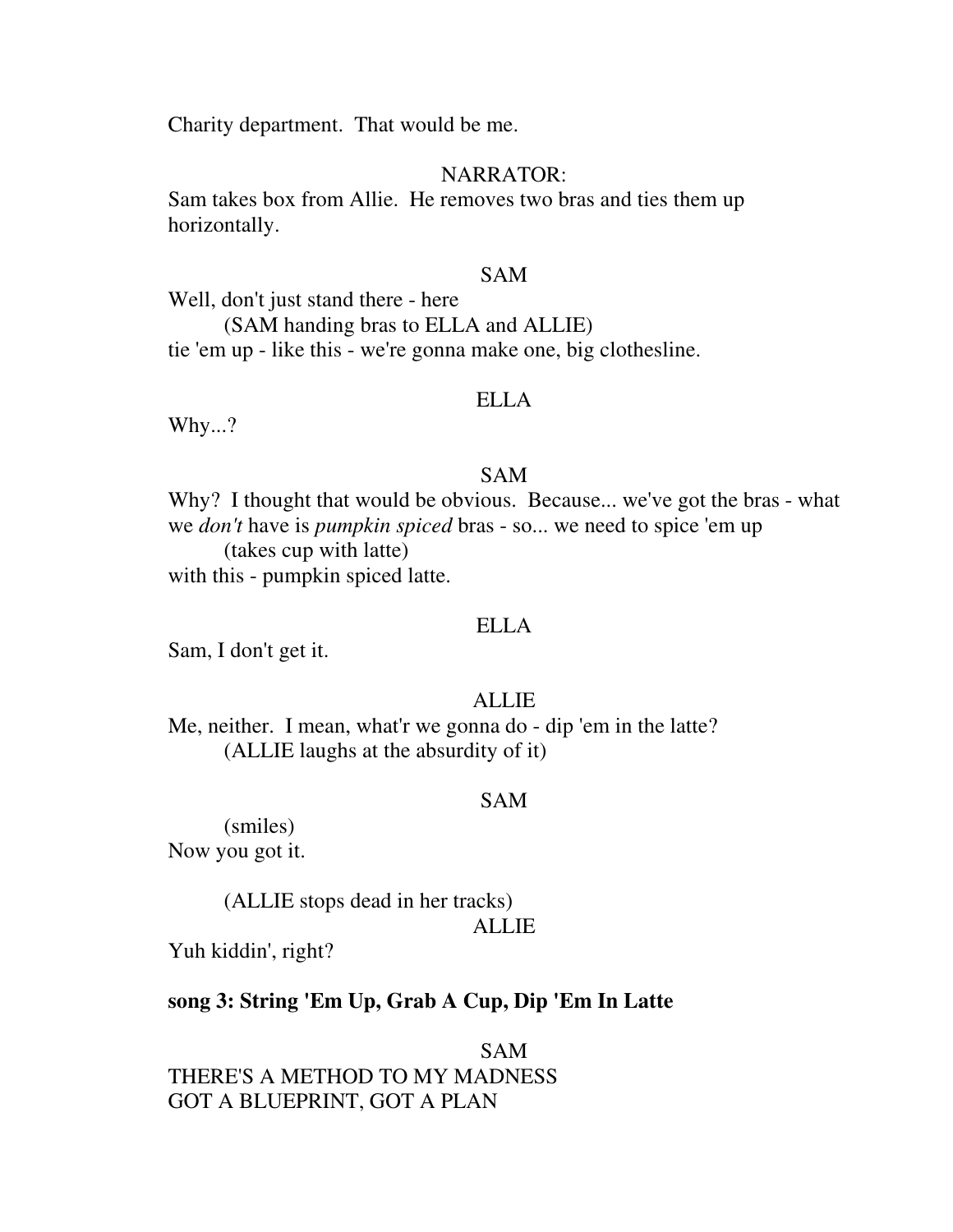Charity department.  That would be me.

NARRATOR:

Sam takes box from Allie.  He removes two bras and ties them up horizontally.

SAM

Well, don't just stand there - here

(SAM handing bras to ELLA and ALLIE)

tie 'em up - like this - we're gonna make one, big clothesline.

ELLA

Why...?

SAM

Why?  I thought that would be obvious.  Because... we've got the bras - what we *don't* have is *pumpkin spiced* bras - so... we need to spice 'em up

(takes cup with latte)

with this - pumpkin spiced latte.

ELLA

Sam, I don't get it.

ALLIE

Me, neither.  I mean, what'r we gonna do - dip 'em in the latte?

(ALLIE laughs at the absurdity of it)

SAM

(smiles)

Now you got it.

(ALLIE stops dead in her tracks)

ALLIE

Yuh kiddin', right?

**song 3: String 'Em Up, Grab A Cup, Dip 'Em In Latte**

SAM

THERE'S A METHOD TO MY MADNESS
GOT A BLUEPRINT, GOT A PLAN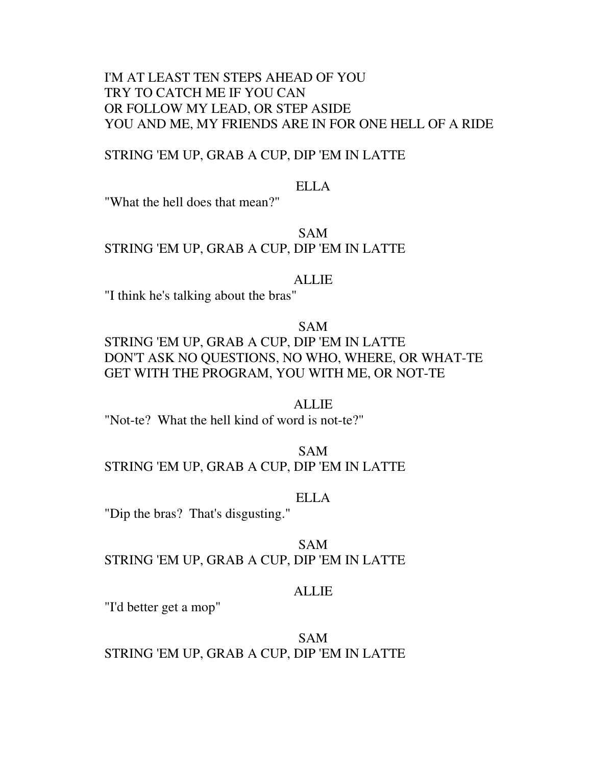I'M AT LEAST TEN STEPS AHEAD OF YOU
TRY TO CATCH ME IF YOU CAN
OR FOLLOW MY LEAD, OR STEP ASIDE
YOU AND ME, MY FRIENDS ARE IN FOR ONE HELL OF A RIDE

STRING 'EM UP, GRAB A CUP, DIP 'EM IN LATTE

ELLA

"What the hell does that mean?"

SAM

STRING 'EM UP, GRAB A CUP, DIP 'EM IN LATTE

ALLIE

"I think he's talking about the bras"

SAM

STRING 'EM UP, GRAB A CUP, DIP 'EM IN LATTE
DON'T ASK NO QUESTIONS, NO WHO, WHERE, OR WHAT-TE
GET WITH THE PROGRAM, YOU WITH ME, OR NOT-TE

ALLIE

"Not-te? What the hell kind of word is not-te?"

SAM

STRING 'EM UP, GRAB A CUP, DIP 'EM IN LATTE

ELLA

"Dip the bras? That's disgusting."

SAM

STRING 'EM UP, GRAB A CUP, DIP 'EM IN LATTE

ALLIE

"I'd better get a mop"

SAM

STRING 'EM UP, GRAB A CUP, DIP 'EM IN LATTE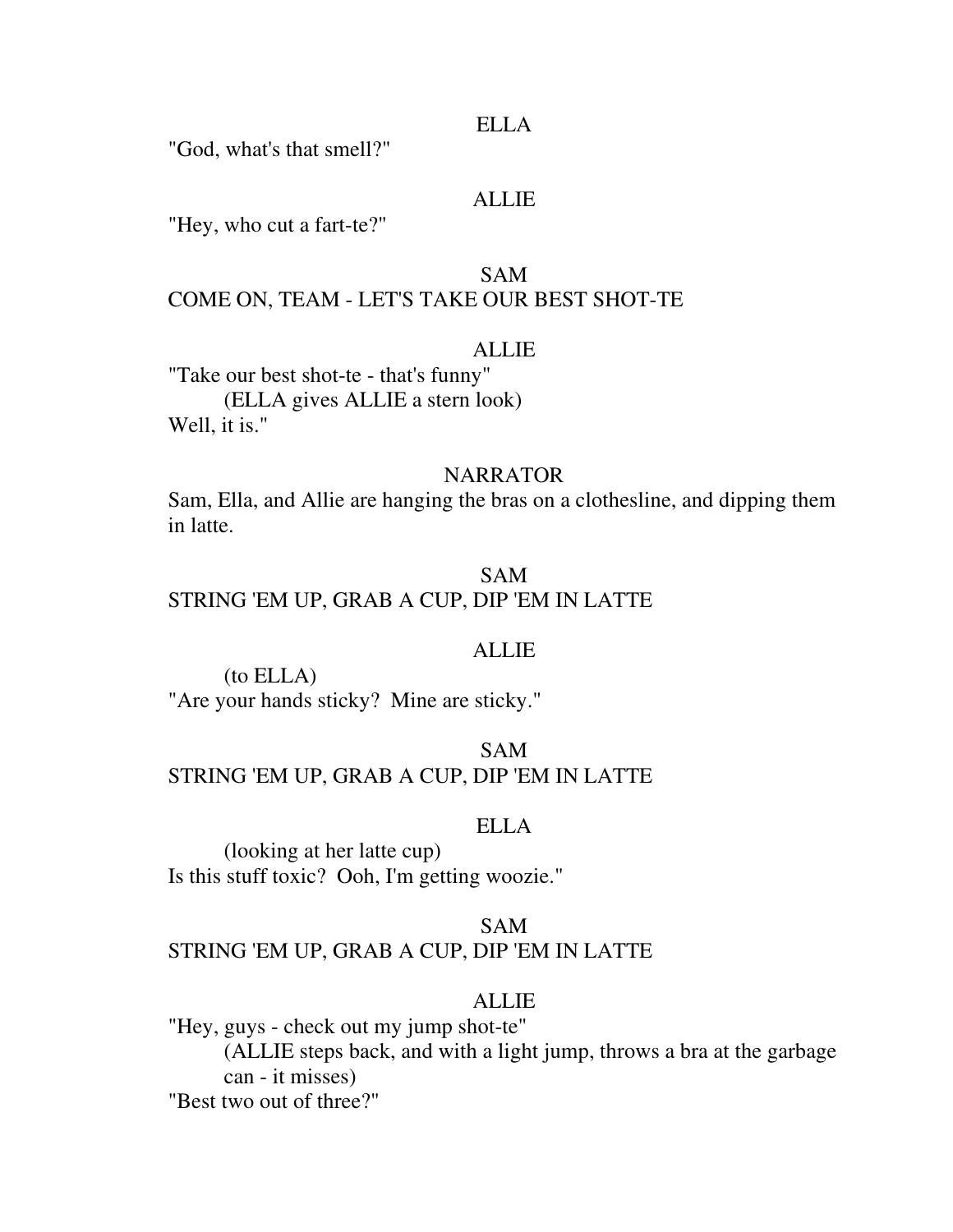ELLA

"God, what's that smell?"

ALLIE

"Hey, who cut a fart-te?"

SAM

COME ON, TEAM - LET'S TAKE OUR BEST SHOT-TE

ALLIE

"Take our best shot-te - that's funny"
(ELLA gives ALLIE a stern look)
Well, it is."

NARRATOR

Sam, Ella, and Allie are hanging the bras on a clothesline, and dipping them in latte.

SAM

STRING 'EM UP, GRAB A CUP, DIP 'EM IN LATTE

ALLIE

(to ELLA)
"Are your hands sticky?  Mine are sticky."

SAM

STRING 'EM UP, GRAB A CUP, DIP 'EM IN LATTE

ELLA

(looking at her latte cup)
Is this stuff toxic?  Ooh, I'm getting woozie."

SAM

STRING 'EM UP, GRAB A CUP, DIP 'EM IN LATTE

ALLIE

"Hey, guys - check out my jump shot-te"
(ALLIE steps back, and with a light jump, throws a bra at the garbage can - it misses)
"Best two out of three?"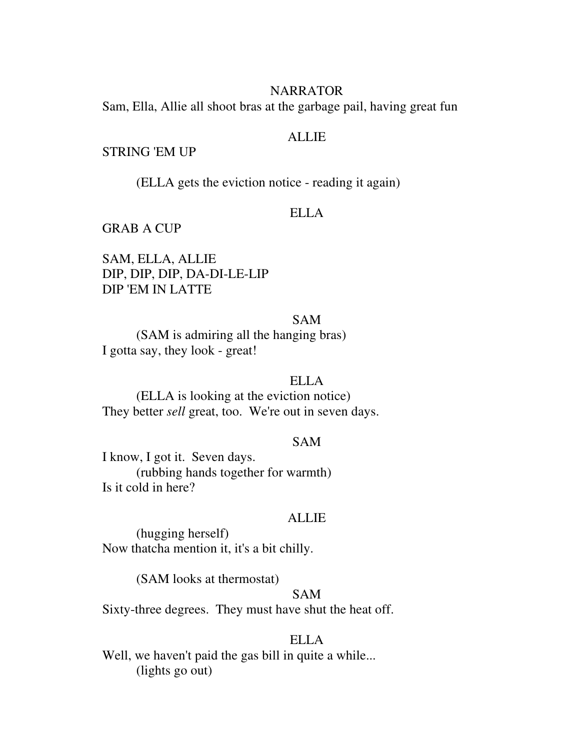NARRATOR

Sam, Ella, Allie all shoot bras at the garbage pail, having great fun

ALLIE

STRING 'EM UP

(ELLA gets the eviction notice - reading it again)

ELLA

GRAB A CUP

SAM, ELLA, ALLIE
DIP, DIP, DIP, DA-DI-LE-LIP
DIP 'EM IN LATTE

SAM

(SAM is admiring all the hanging bras)
I gotta say, they look - great!

ELLA

(ELLA is looking at the eviction notice)
They better *sell* great, too. We're out in seven days.

SAM

I know, I got it. Seven days.
(rubbing hands together for warmth)
Is it cold in here?

ALLIE

(hugging herself)
Now thatcha mention it, it's a bit chilly.

(SAM looks at thermostat)

SAM

Sixty-three degrees. They must have shut the heat off.

ELLA

Well, we haven't paid the gas bill in quite a while...
(lights go out)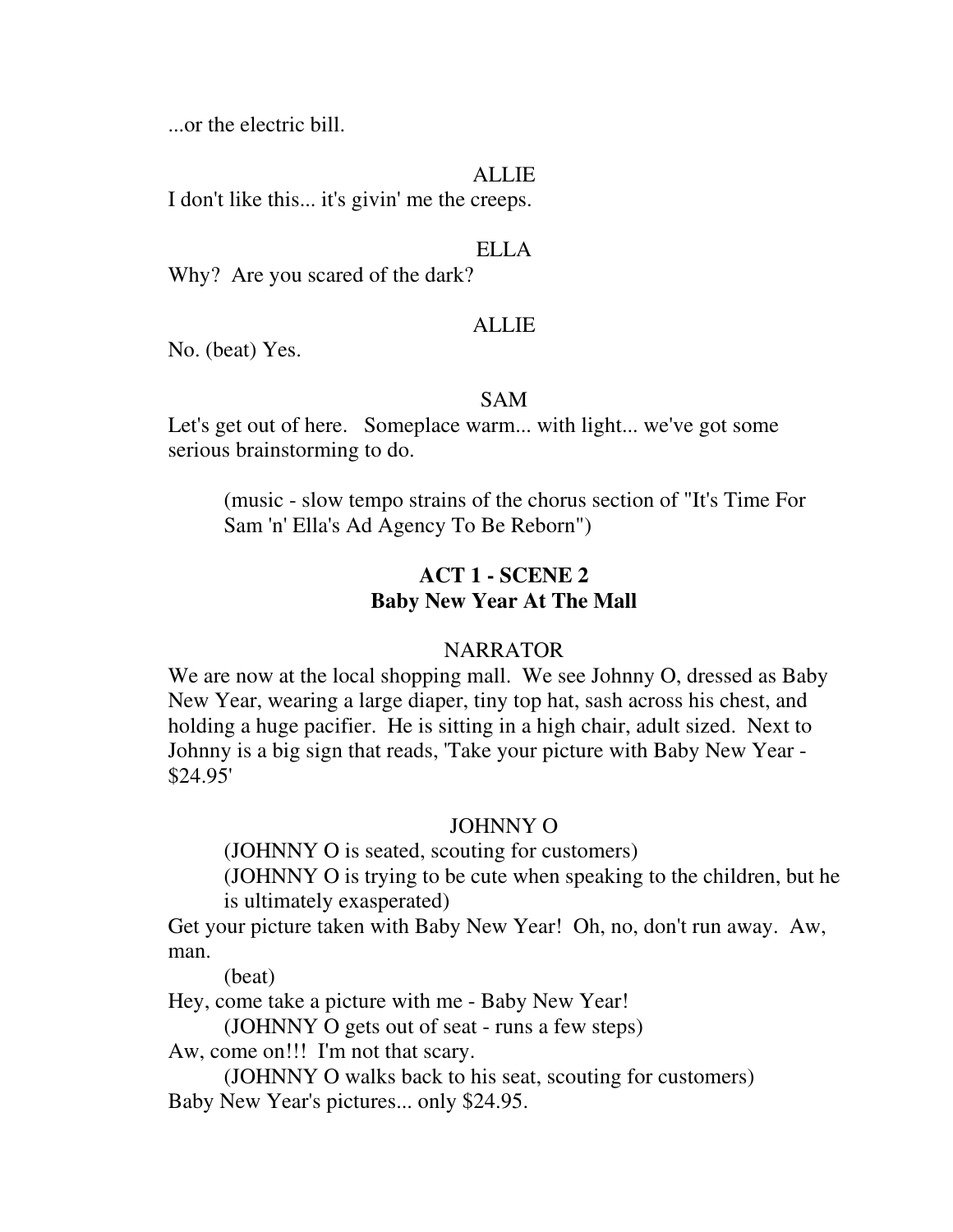...or the electric bill.

ALLIE

I don't like this... it's givin' me the creeps.

ELLA

Why?  Are you scared of the dark?

ALLIE

No. (beat) Yes.

SAM

Let's get out of here.   Someplace warm... with light... we've got some serious brainstorming to do.

(music - slow tempo strains of the chorus section of "It's Time For Sam 'n' Ella's Ad Agency To Be Reborn")

## ACT 1 - SCENE 2
## Baby New Year At The Mall

NARRATOR

We are now at the local shopping mall.  We see Johnny O, dressed as Baby New Year, wearing a large diaper, tiny top hat, sash across his chest, and holding a huge pacifier.  He is sitting in a high chair, adult sized.  Next to Johnny is a big sign that reads, 'Take your picture with Baby New Year - $24.95'

JOHNNY O

(JOHNNY O is seated, scouting for customers)

(JOHNNY O is trying to be cute when speaking to the children, but he is ultimately exasperated)

Get your picture taken with Baby New Year!  Oh, no, don't run away.  Aw, man.

(beat)

Hey, come take a picture with me - Baby New Year!

(JOHNNY O gets out of seat - runs a few steps)

Aw, come on!!!  I'm not that scary.

(JOHNNY O walks back to his seat, scouting for customers)

Baby New Year's pictures... only $24.95.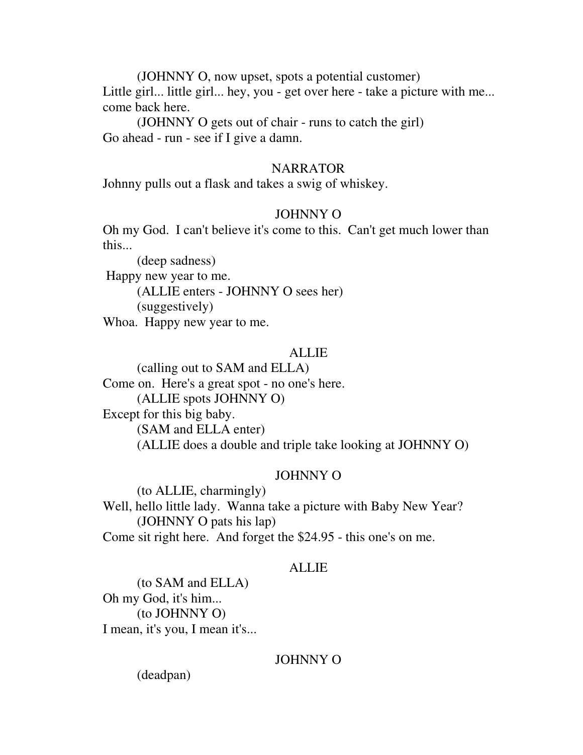(JOHNNY O, now upset, spots a potential customer)

Little girl... little girl... hey, you - get over here - take a picture with me... come back here.

(JOHNNY O gets out of chair - runs to catch the girl)

Go ahead - run - see if I give a damn.

NARRATOR

Johnny pulls out a flask and takes a swig of whiskey.

JOHNNY O

Oh my God. I can't believe it's come to this. Can't get much lower than this...

(deep sadness)

Happy new year to me.

(ALLIE enters - JOHNNY O sees her)

(suggestively)

Whoa. Happy new year to me.

ALLIE

(calling out to SAM and ELLA)

Come on. Here's a great spot - no one's here.

(ALLIE spots JOHNNY O)

Except for this big baby.

(SAM and ELLA enter)

(ALLIE does a double and triple take looking at JOHNNY O)

JOHNNY O

(to ALLIE, charmingly)

Well, hello little lady. Wanna take a picture with Baby New Year?

(JOHNNY O pats his lap)

Come sit right here. And forget the $24.95 - this one's on me.

ALLIE

(to SAM and ELLA)

Oh my God, it's him...

(to JOHNNY O)

I mean, it's you, I mean it's...

JOHNNY O

(deadpan)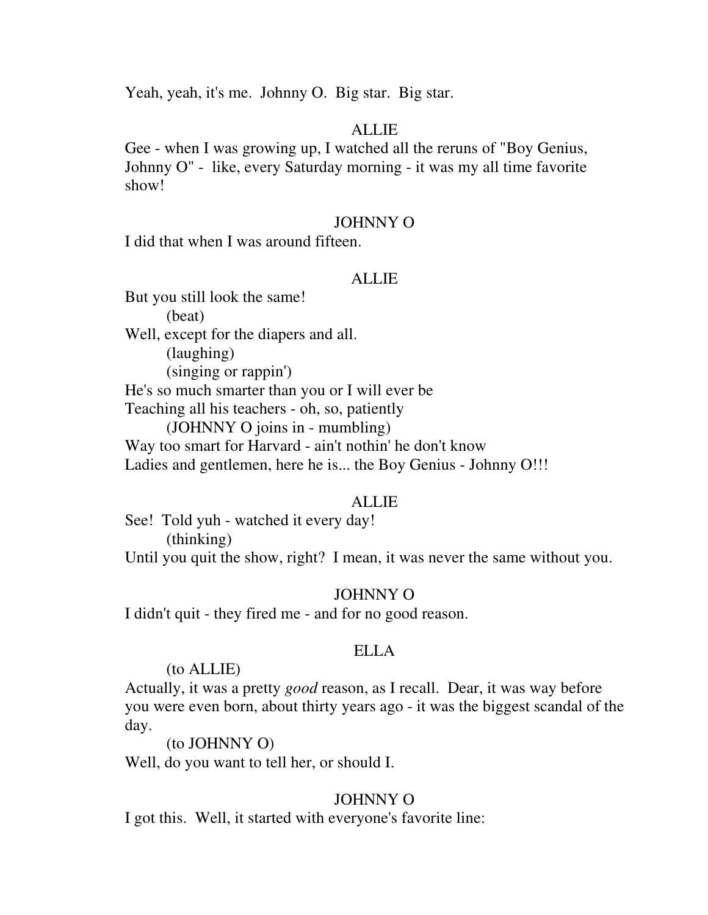Yeah, yeah, it's me. Johnny O. Big star. Big star.

ALLIE

Gee - when I was growing up, I watched all the reruns of "Boy Genius, Johnny O" - like, every Saturday morning - it was my all time favorite show!

JOHNNY O

I did that when I was around fifteen.

ALLIE

But you still look the same!

(beat)

Well, except for the diapers and all.

(laughing)

(singing or rappin')

He's so much smarter than you or I will ever be
Teaching all his teachers - oh, so, patiently

(JOHNNY O joins in - mumbling)

Way too smart for Harvard - ain't nothin' he don't know
Ladies and gentlemen, here he is... the Boy Genius - Johnny O!!!

ALLIE

See! Told yuh - watched it every day!

(thinking)

Until you quit the show, right? I mean, it was never the same without you.

JOHNNY O

I didn't quit - they fired me - and for no good reason.

ELLA

(to ALLIE)

Actually, it was a pretty *good* reason, as I recall. Dear, it was way before you were even born, about thirty years ago - it was the biggest scandal of the day.

(to JOHNNY O)

Well, do you want to tell her, or should I.

JOHNNY O

I got this. Well, it started with everyone's favorite line: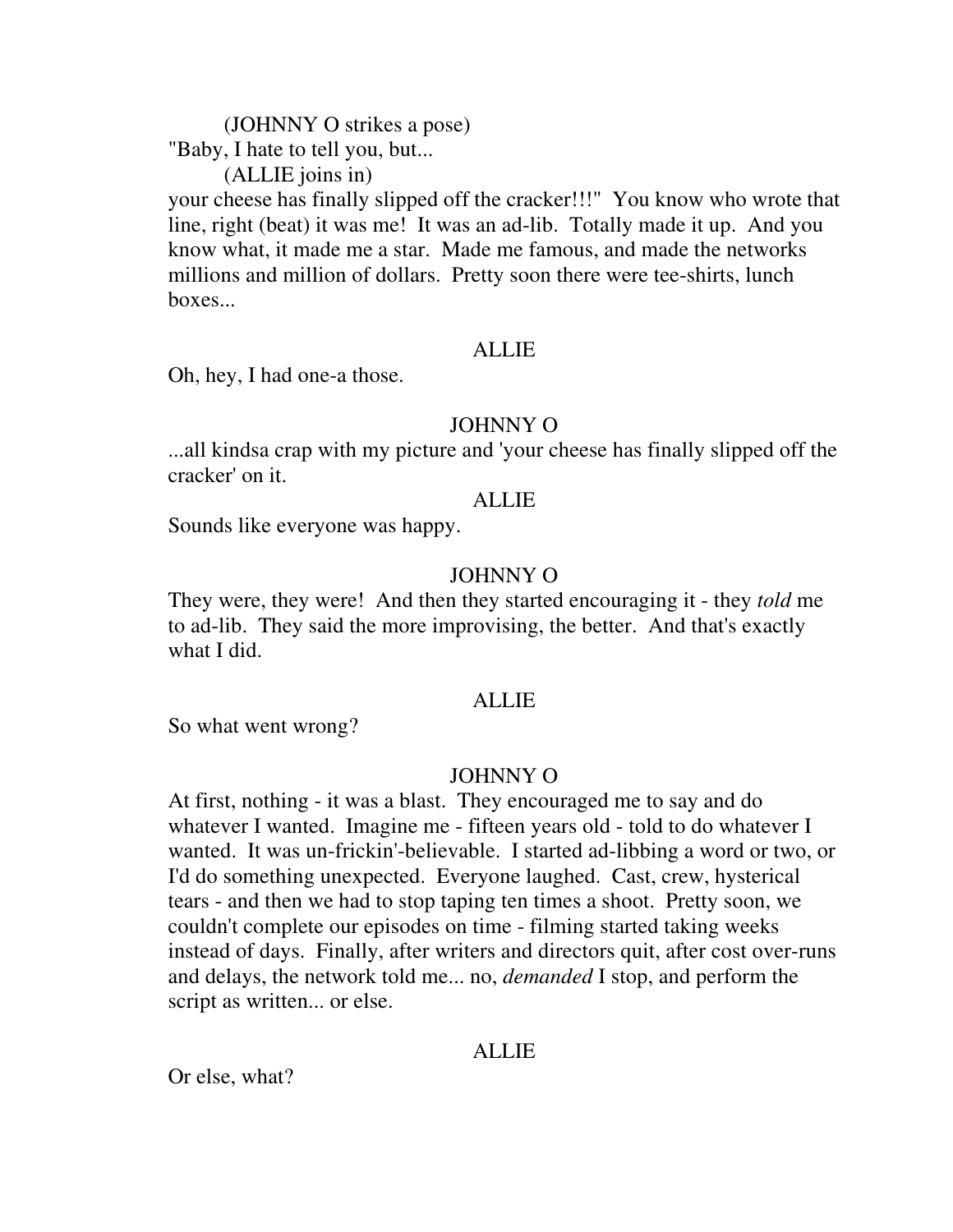(JOHNNY O strikes a pose)

"Baby, I hate to tell you, but...

(ALLIE joins in)

your cheese has finally slipped off the cracker!!!" You know who wrote that line, right (beat) it was me! It was an ad-lib. Totally made it up. And you know what, it made me a star. Made me famous, and made the networks millions and million of dollars. Pretty soon there were tee-shirts, lunch boxes...

ALLIE

Oh, hey, I had one-a those.

JOHNNY O

...all kindsa crap with my picture and 'your cheese has finally slipped off the cracker' on it.

ALLIE

Sounds like everyone was happy.

JOHNNY O

They were, they were! And then they started encouraging it - they *told* me to ad-lib. They said the more improvising, the better. And that's exactly what I did.

ALLIE

So what went wrong?

JOHNNY O

At first, nothing - it was a blast. They encouraged me to say and do whatever I wanted. Imagine me - fifteen years old - told to do whatever I wanted. It was un-frickin'-believable. I started ad-libbing a word or two, or I'd do something unexpected. Everyone laughed. Cast, crew, hysterical tears - and then we had to stop taping ten times a shoot. Pretty soon, we couldn't complete our episodes on time - filming started taking weeks instead of days. Finally, after writers and directors quit, after cost over-runs and delays, the network told me... no, *demanded* I stop, and perform the script as written... or else.

ALLIE

Or else, what?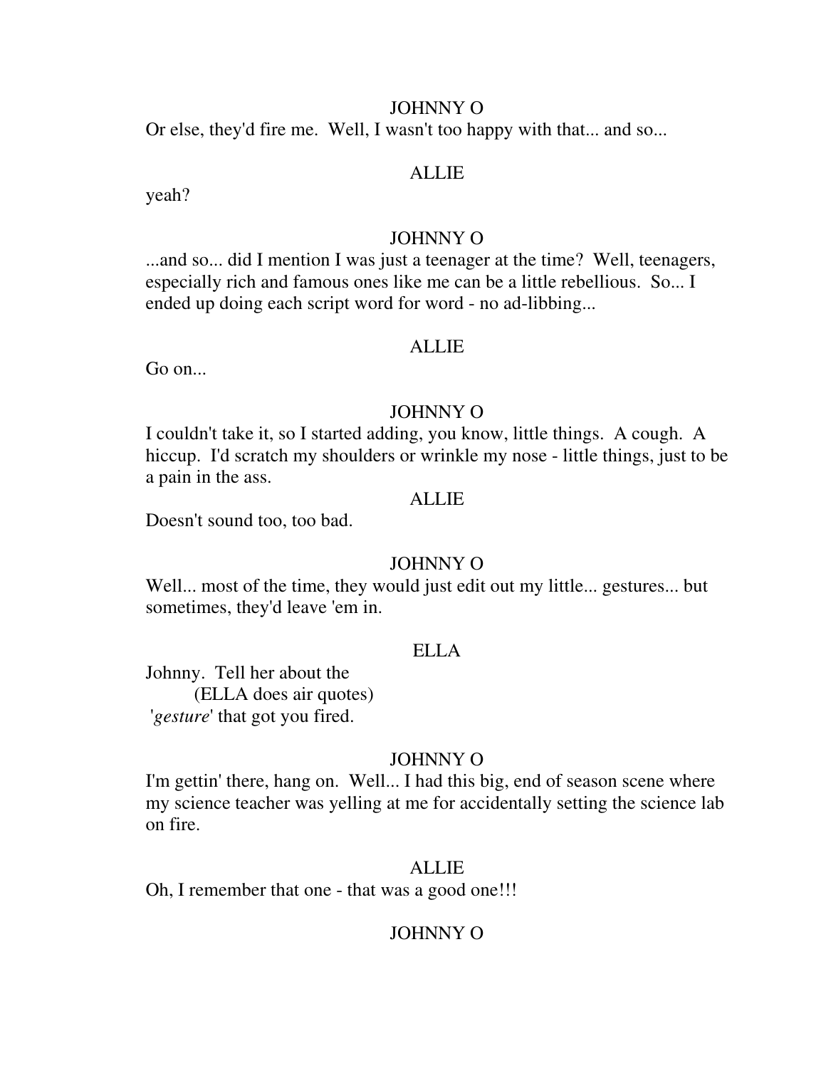JOHNNY O

Or else, they'd fire me.  Well, I wasn't too happy with that... and so...

ALLIE

yeah?

JOHNNY O

...and so... did I mention I was just a teenager at the time?  Well, teenagers, especially rich and famous ones like me can be a little rebellious.  So... I ended up doing each script word for word - no ad-libbing...

ALLIE

Go on...

JOHNNY O

I couldn't take it, so I started adding, you know, little things.  A cough.  A hiccup.  I'd scratch my shoulders or wrinkle my nose - little things, just to be a pain in the ass.

ALLIE

Doesn't sound too, too bad.

JOHNNY O

Well... most of the time, they would just edit out my little... gestures... but sometimes, they'd leave 'em in.

ELLA

Johnny.  Tell her about the
(ELLA does air quotes)
'*gesture*' that got you fired.

JOHNNY O

I'm gettin' there, hang on.  Well... I had this big, end of season scene where my science teacher was yelling at me for accidentally setting the science lab on fire.

ALLIE

Oh, I remember that one - that was a good one!!!

JOHNNY O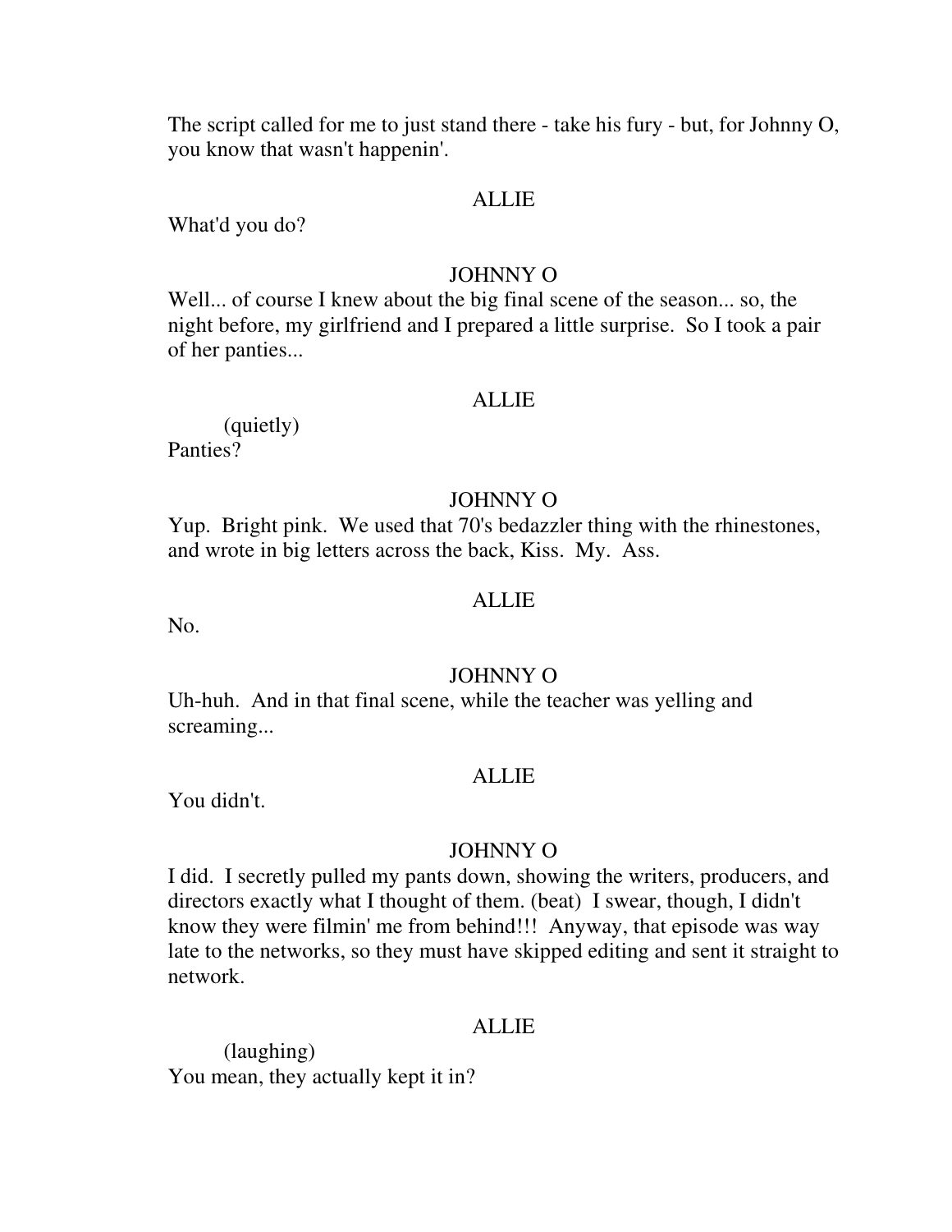The script called for me to just stand there - take his fury - but, for Johnny O, you know that wasn't happenin'.

ALLIE

What'd you do?

JOHNNY O

Well... of course I knew about the big final scene of the season... so, the night before, my girlfriend and I prepared a little surprise. So I took a pair of her panties...

ALLIE

(quietly)

Panties?

JOHNNY O

Yup. Bright pink. We used that 70's bedazzler thing with the rhinestones, and wrote in big letters across the back, Kiss. My. Ass.

ALLIE

No.

JOHNNY O

Uh-huh. And in that final scene, while the teacher was yelling and screaming...

ALLIE

You didn't.

JOHNNY O

I did. I secretly pulled my pants down, showing the writers, producers, and directors exactly what I thought of them. (beat) I swear, though, I didn't know they were filmin' me from behind!!! Anyway, that episode was way late to the networks, so they must have skipped editing and sent it straight to network.

ALLIE

(laughing)

You mean, they actually kept it in?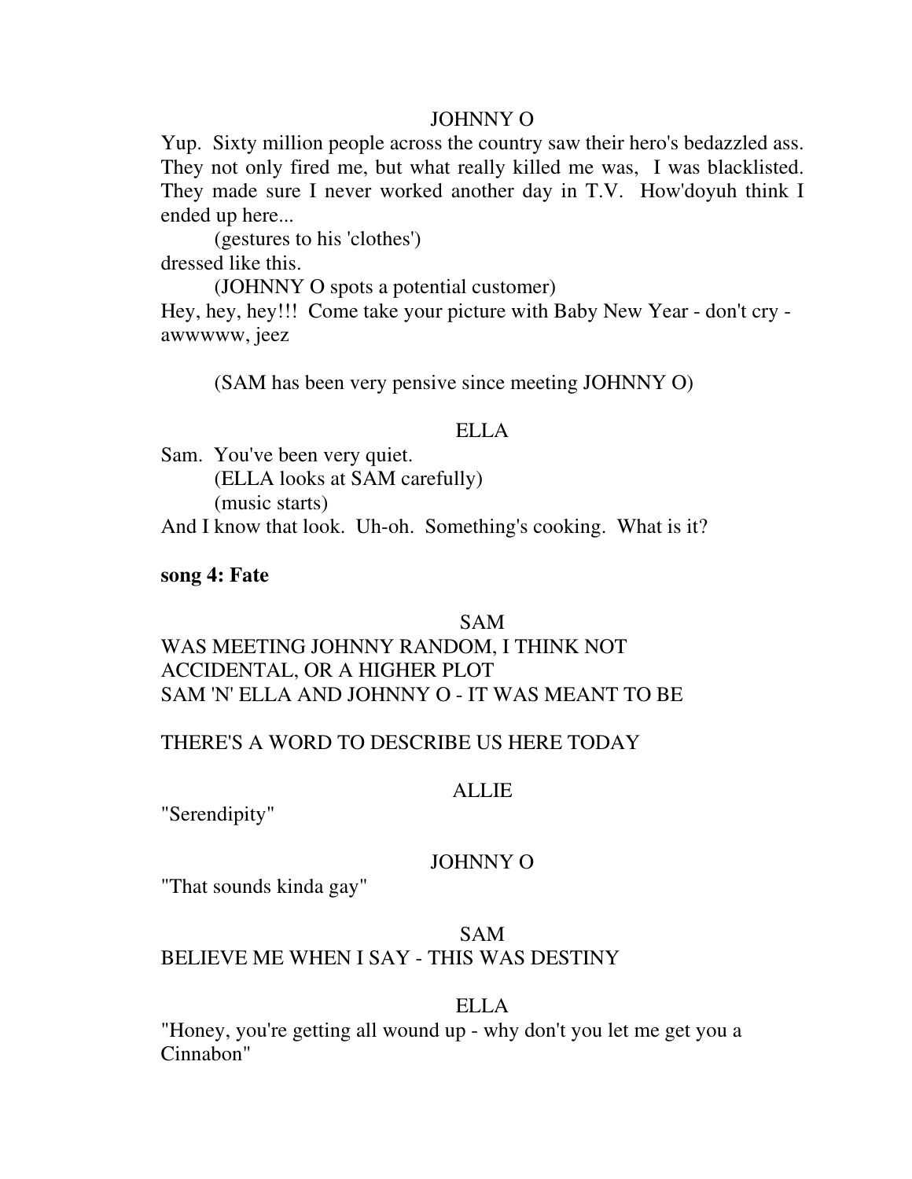JOHNNY O

Yup. Sixty million people across the country saw their hero's bedazzled ass. They not only fired me, but what really killed me was, I was blacklisted. They made sure I never worked another day in T.V. How'doyuh think I ended up here...

(gestures to his 'clothes')

dressed like this.

(JOHNNY O spots a potential customer)

Hey, hey, hey!!! Come take your picture with Baby New Year - don't cry - awwwww, jeez

(SAM has been very pensive since meeting JOHNNY O)

ELLA

Sam. You've been very quiet.

(ELLA looks at SAM carefully)

(music starts)

And I know that look. Uh-oh. Something's cooking. What is it?

**song 4: Fate**

SAM

WAS MEETING JOHNNY RANDOM, I THINK NOT
ACCIDENTAL, OR A HIGHER PLOT
SAM 'N' ELLA AND JOHNNY O - IT WAS MEANT TO BE

THERE'S A WORD TO DESCRIBE US HERE TODAY

ALLIE

"Serendipity"

JOHNNY O

"That sounds kinda gay"

SAM

BELIEVE ME WHEN I SAY - THIS WAS DESTINY

ELLA

"Honey, you're getting all wound up - why don't you let me get you a Cinnabon"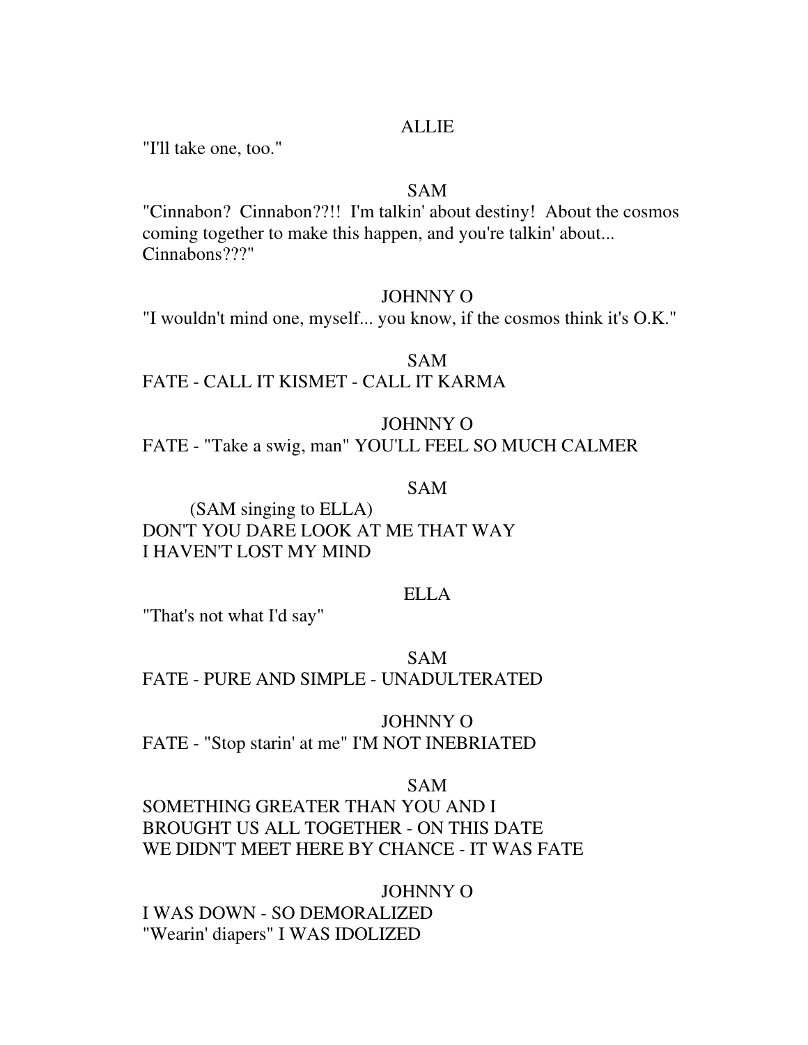ALLIE

"I'll take one, too."

SAM

"Cinnabon? Cinnabon??!! I'm talkin' about destiny! About the cosmos coming together to make this happen, and you're talkin' about... Cinnabons???"

JOHNNY O

"I wouldn't mind one, myself... you know, if the cosmos think it's O.K."

SAM

FATE - CALL IT KISMET - CALL IT KARMA

JOHNNY O

FATE - "Take a swig, man" YOU'LL FEEL SO MUCH CALMER

SAM

(SAM singing to ELLA)
DON'T YOU DARE LOOK AT ME THAT WAY
I HAVEN'T LOST MY MIND

ELLA

"That's not what I'd say"

SAM

FATE - PURE AND SIMPLE - UNADULTERATED

JOHNNY O

FATE - "Stop starin' at me" I'M NOT INEBRIATED

SAM

SOMETHING GREATER THAN YOU AND I
BROUGHT US ALL TOGETHER - ON THIS DATE
WE DIDN'T MEET HERE BY CHANCE - IT WAS FATE

JOHNNY O

I WAS DOWN - SO DEMORALIZED
"Wearin' diapers" I WAS IDOLIZED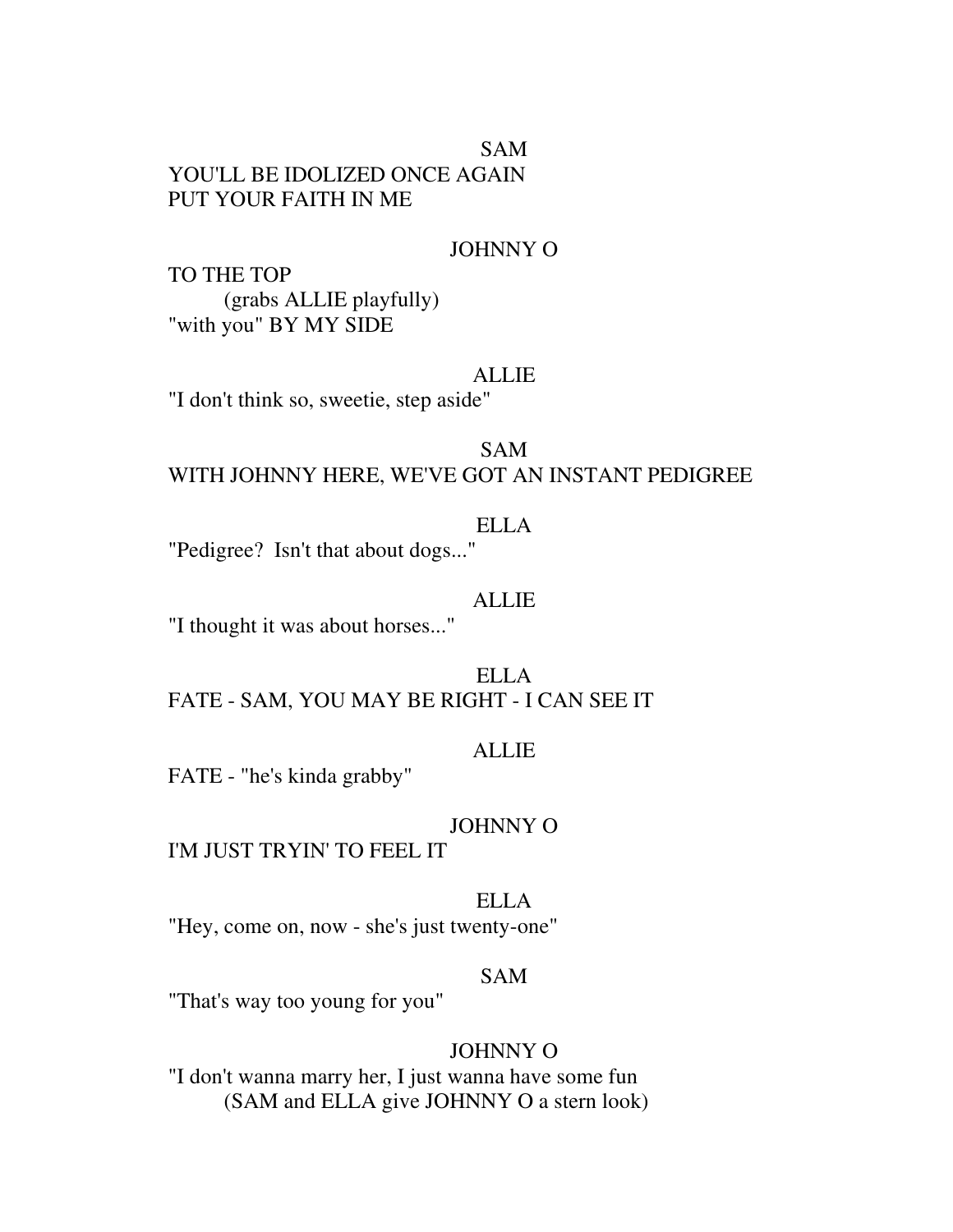SAM

YOU'LL BE IDOLIZED ONCE AGAIN
PUT YOUR FAITH IN ME

JOHNNY O

TO THE TOP
(grabs ALLIE playfully)
"with you" BY MY SIDE

ALLIE

"I don't think so, sweetie, step aside"

SAM

WITH JOHNNY HERE, WE'VE GOT AN INSTANT PEDIGREE

ELLA

"Pedigree? Isn't that about dogs..."

ALLIE

"I thought it was about horses..."

ELLA

FATE - SAM, YOU MAY BE RIGHT - I CAN SEE IT

ALLIE

FATE - "he's kinda grabby"

JOHNNY O

I'M JUST TRYIN' TO FEEL IT

ELLA

"Hey, come on, now - she's just twenty-one"

SAM

"That's way too young for you"

JOHNNY O

"I don't wanna marry her, I just wanna have some fun
(SAM and ELLA give JOHNNY O a stern look)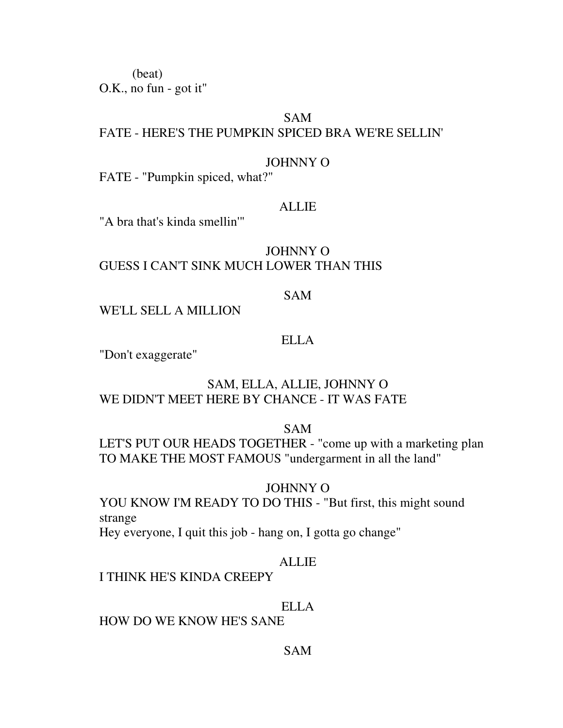(beat)
O.K., no fun - got it"

SAM
FATE - HERE'S THE PUMPKIN SPICED BRA WE'RE SELLIN'

JOHNNY O
FATE - "Pumpkin spiced, what?"

ALLIE
"A bra that's kinda smellin'"

JOHNNY O
GUESS I CAN'T SINK MUCH LOWER THAN THIS

SAM
WE'LL SELL A MILLION

ELLA
"Don't exaggerate"

SAM, ELLA, ALLIE, JOHNNY O
WE DIDN'T MEET HERE BY CHANCE - IT WAS FATE

SAM
LET'S PUT OUR HEADS TOGETHER - "come up with a marketing plan
TO MAKE THE MOST FAMOUS "undergarment in all the land"

JOHNNY O
YOU KNOW I'M READY TO DO THIS - "But first, this might sound strange
Hey everyone, I quit this job - hang on, I gotta go change"

ALLIE
I THINK HE'S KINDA CREEPY

ELLA
HOW DO WE KNOW HE'S SANE

SAM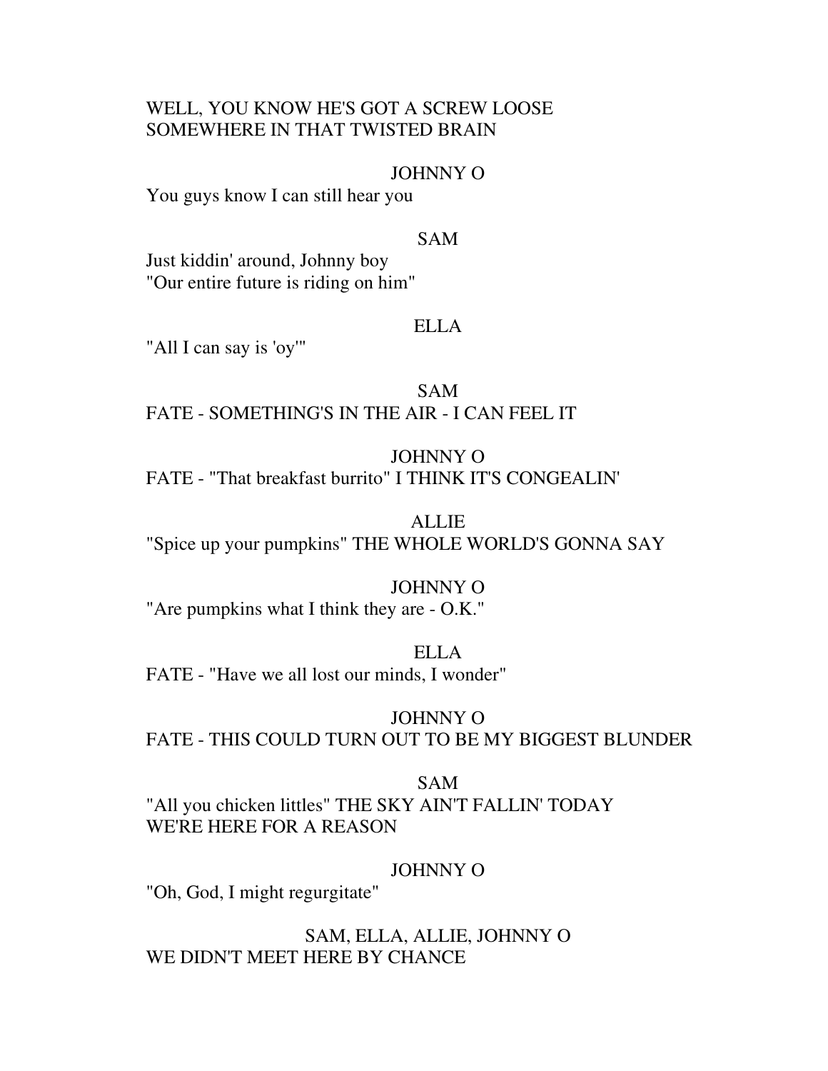WELL, YOU KNOW HE'S GOT A SCREW LOOSE
SOMEWHERE IN THAT TWISTED BRAIN

JOHNNY O

You guys know I can still hear you

SAM

Just kiddin' around, Johnny boy
"Our entire future is riding on him"

ELLA

"All I can say is 'oy'"

SAM

FATE - SOMETHING'S IN THE AIR - I CAN FEEL IT

JOHNNY O

FATE - "That breakfast burrito" I THINK IT'S CONGEALIN'

ALLIE

"Spice up your pumpkins" THE WHOLE WORLD'S GONNA SAY

JOHNNY O

"Are pumpkins what I think they are - O.K."

ELLA

FATE - "Have we all lost our minds, I wonder"

JOHNNY O

FATE - THIS COULD TURN OUT TO BE MY BIGGEST BLUNDER

SAM

"All you chicken littles" THE SKY AIN'T FALLIN' TODAY
WE'RE HERE FOR A REASON

JOHNNY O

"Oh, God, I might regurgitate"

SAM, ELLA, ALLIE, JOHNNY O

WE DIDN'T MEET HERE BY CHANCE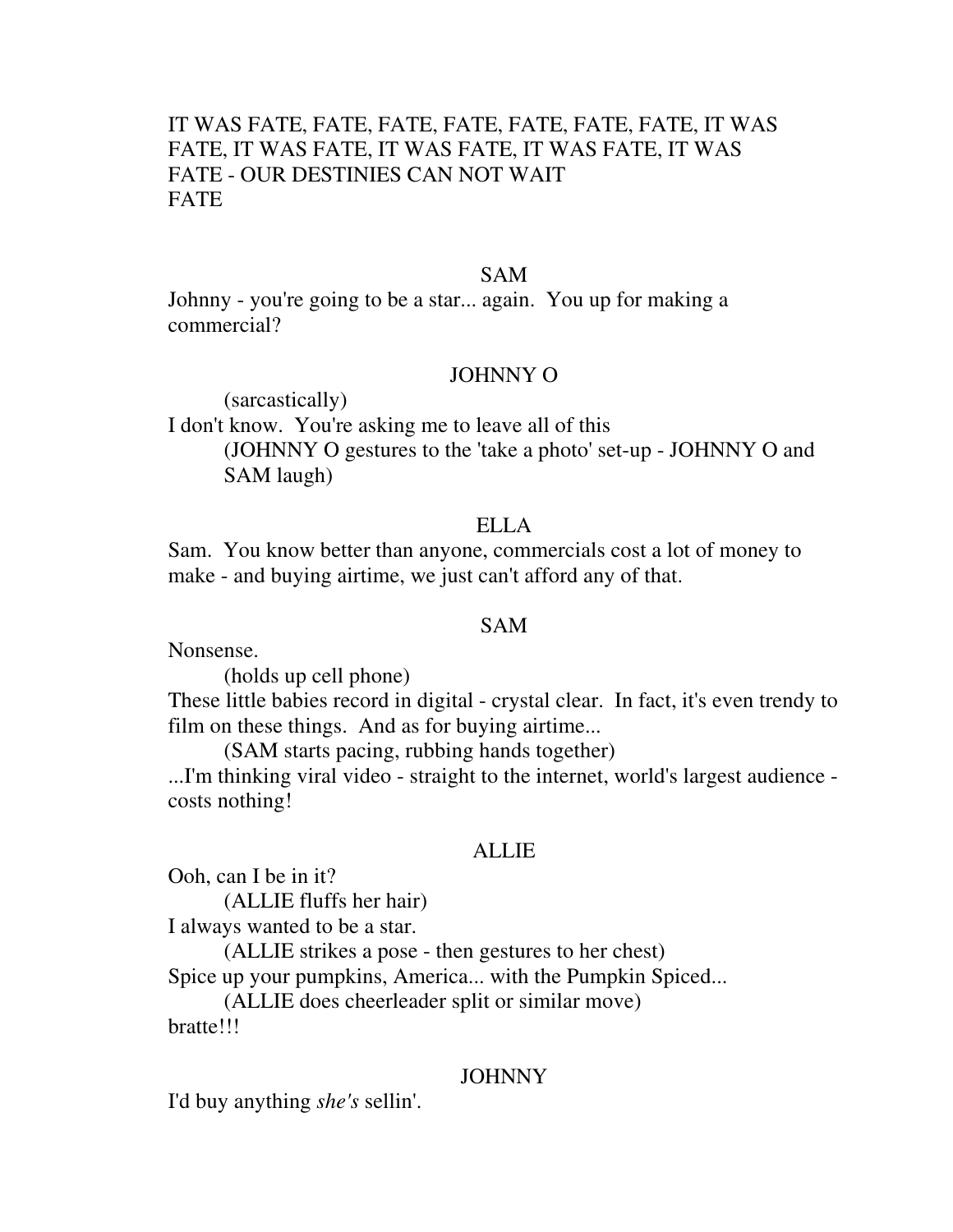IT WAS FATE, FATE, FATE, FATE, FATE, FATE, FATE, IT WAS FATE, IT WAS FATE, IT WAS FATE, IT WAS FATE, IT WAS FATE - OUR DESTINIES CAN NOT WAIT
FATE

SAM

Johnny - you're going to be a star... again. You up for making a commercial?

JOHNNY O

(sarcastically)

I don't know. You're asking me to leave all of this

(JOHNNY O gestures to the 'take a photo' set-up - JOHNNY O and SAM laugh)

ELLA

Sam. You know better than anyone, commercials cost a lot of money to make - and buying airtime, we just can't afford any of that.

SAM

Nonsense.

(holds up cell phone)

These little babies record in digital - crystal clear. In fact, it's even trendy to film on these things. And as for buying airtime...

(SAM starts pacing, rubbing hands together)

...I'm thinking viral video - straight to the internet, world's largest audience - costs nothing!

ALLIE

Ooh, can I be in it?

(ALLIE fluffs her hair)

I always wanted to be a star.

(ALLIE strikes a pose - then gestures to her chest)

Spice up your pumpkins, America... with the Pumpkin Spiced...

(ALLIE does cheerleader split or similar move)

bratte!!!

JOHNNY

I'd buy anything *she's* sellin'.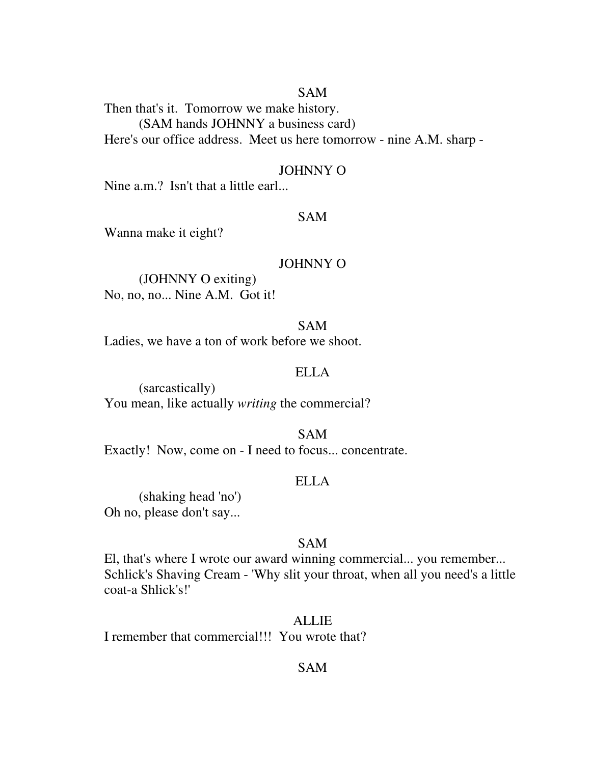SAM

Then that's it.  Tomorrow we make history.

(SAM hands JOHNNY a business card)

Here's our office address.  Meet us here tomorrow - nine A.M. sharp -

JOHNNY O

Nine a.m.?  Isn't that a little earl...

SAM

Wanna make it eight?

JOHNNY O

(JOHNNY O exiting)

No, no, no... Nine A.M.  Got it!

SAM

Ladies, we have a ton of work before we shoot.

ELLA

(sarcastically)

You mean, like actually *writing* the commercial?

SAM

Exactly!  Now, come on - I need to focus... concentrate.

ELLA

(shaking head 'no')

Oh no, please don't say...

SAM

El, that's where I wrote our award winning commercial... you remember... Schlick's Shaving Cream - 'Why slit your throat, when all you need's a little coat-a Shlick's!'

ALLIE

I remember that commercial!!!  You wrote that?

SAM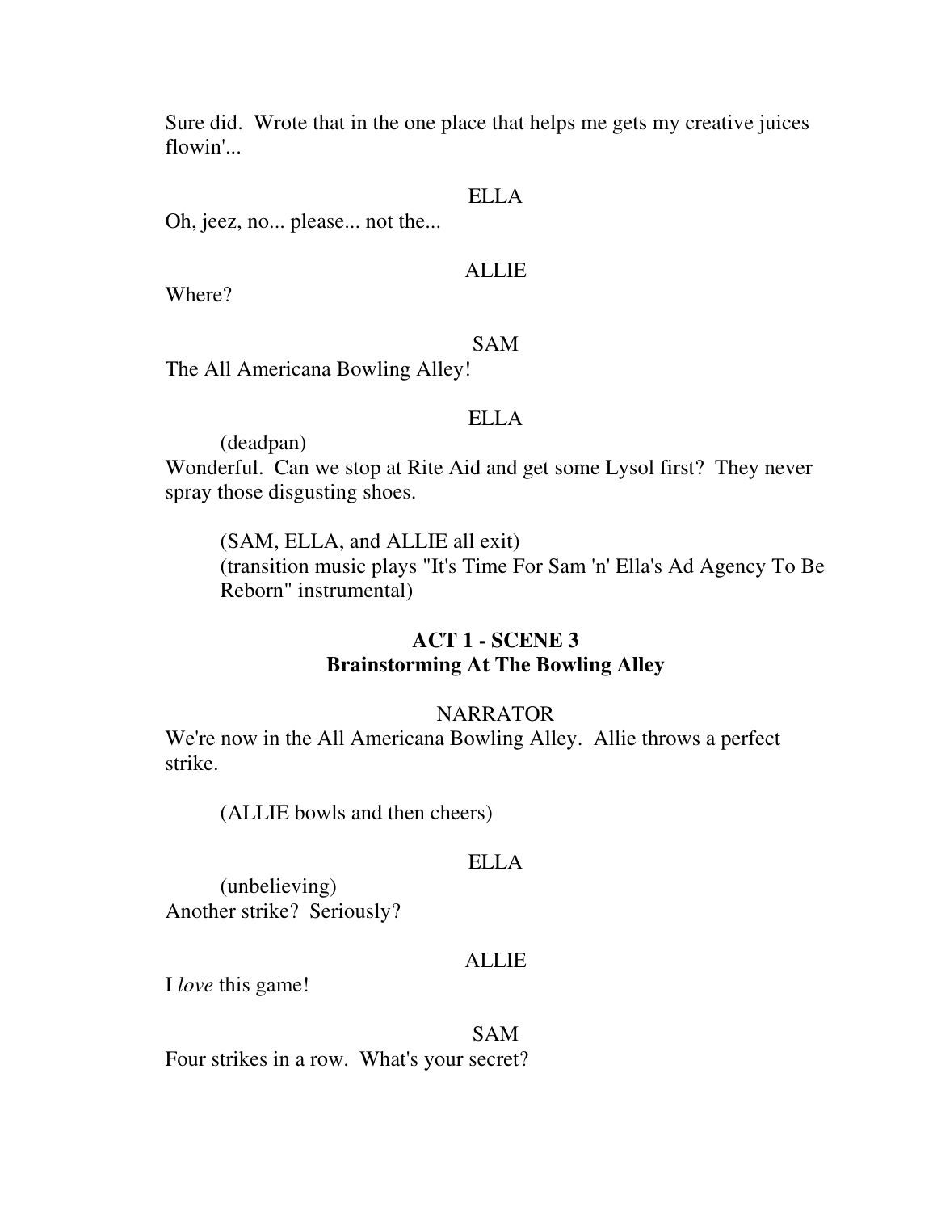Sure did.  Wrote that in the one place that helps me gets my creative juices flowin'...

ELLA

Oh, jeez, no... please... not the...

ALLIE

Where?

SAM

The All Americana Bowling Alley!

ELLA

(deadpan)

Wonderful.  Can we stop at Rite Aid and get some Lysol first?  They never spray those disgusting shoes.

(SAM, ELLA, and ALLIE all exit)
(transition music plays "It's Time For Sam 'n' Ella's Ad Agency To Be Reborn" instrumental)

**ACT 1 - SCENE 3**
**Brainstorming At The Bowling Alley**

NARRATOR

We're now in the All Americana Bowling Alley.  Allie throws a perfect strike.

(ALLIE bowls and then cheers)

ELLA

(unbelieving)

Another strike?  Seriously?

ALLIE

I *love* this game!

SAM

Four strikes in a row.  What's your secret?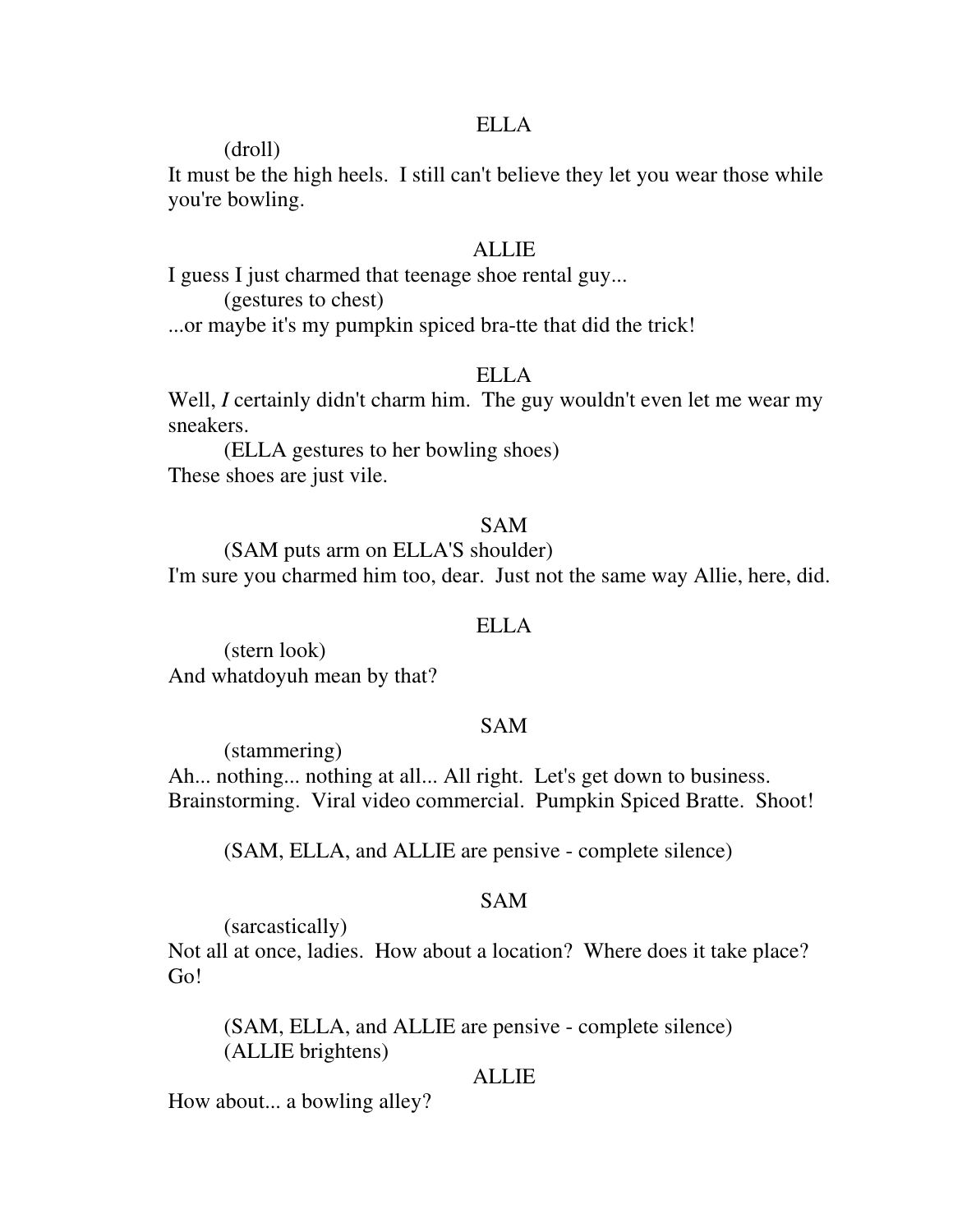ELLA

(droll)

It must be the high heels. I still can't believe they let you wear those while you're bowling.

ALLIE

I guess I just charmed that teenage shoe rental guy...

(gestures to chest)

...or maybe it's my pumpkin spiced bra-tte that did the trick!

ELLA

Well, *I* certainly didn't charm him. The guy wouldn't even let me wear my sneakers.

(ELLA gestures to her bowling shoes)

These shoes are just vile.

SAM

(SAM puts arm on ELLA'S shoulder)

I'm sure you charmed him too, dear. Just not the same way Allie, here, did.

ELLA

(stern look)

And whatdoyuh mean by that?

SAM

(stammering)

Ah... nothing... nothing at all... All right. Let's get down to business. Brainstorming. Viral video commercial. Pumpkin Spiced Bratte. Shoot!

(SAM, ELLA, and ALLIE are pensive - complete silence)

SAM

(sarcastically)

Not all at once, ladies. How about a location? Where does it take place? Go!

(SAM, ELLA, and ALLIE are pensive - complete silence)

(ALLIE brightens)

ALLIE

How about... a bowling alley?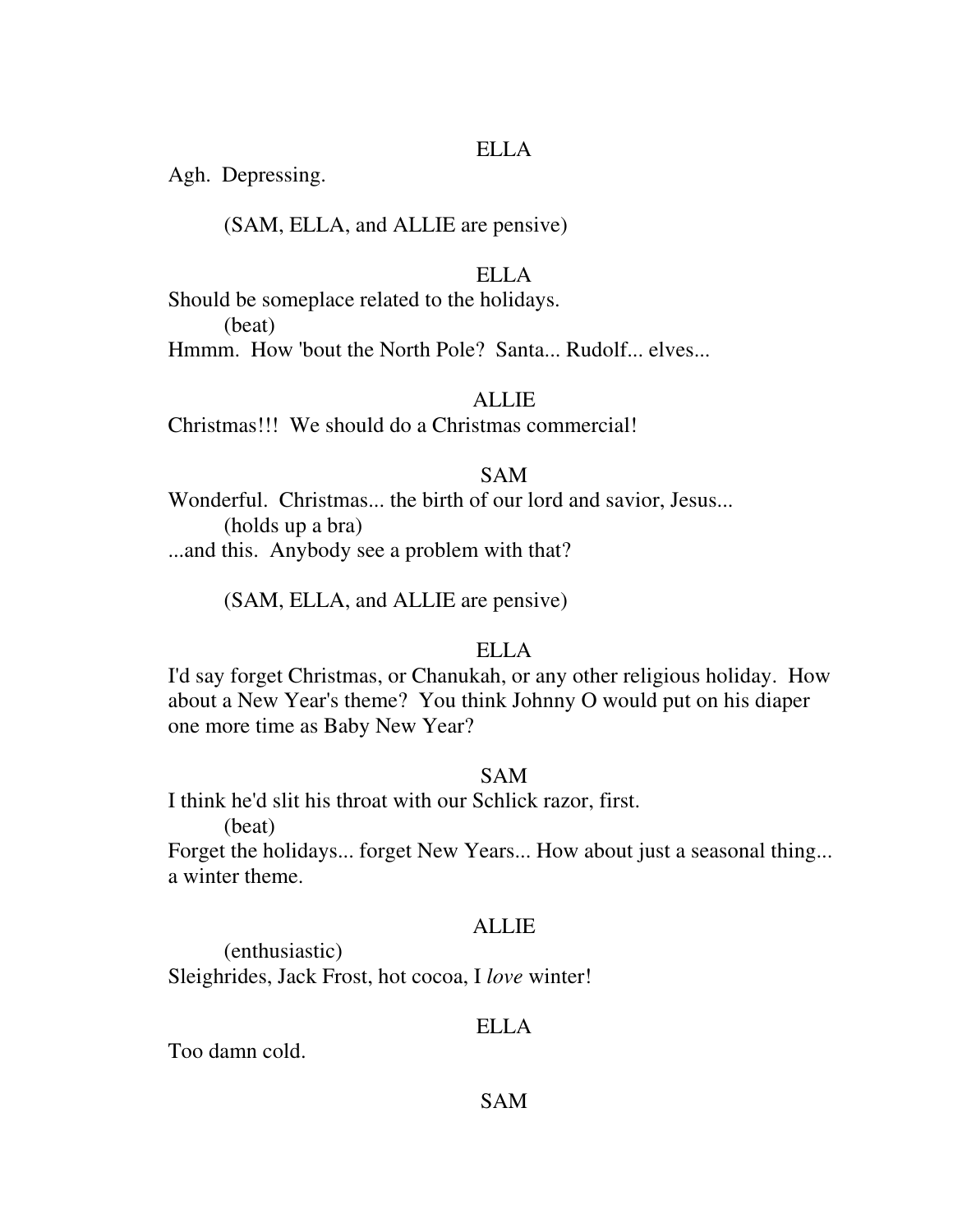ELLA

Agh.  Depressing.

(SAM, ELLA, and ALLIE are pensive)

ELLA

Should be someplace related to the holidays.
(beat)
Hmmm.  How 'bout the North Pole?  Santa... Rudolf... elves...

ALLIE

Christmas!!!  We should do a Christmas commercial!

SAM

Wonderful.  Christmas... the birth of our lord and savior, Jesus...
(holds up a bra)
...and this.  Anybody see a problem with that?

(SAM, ELLA, and ALLIE are pensive)

ELLA

I'd say forget Christmas, or Chanukah, or any other religious holiday.  How about a New Year's theme?  You think Johnny O would put on his diaper one more time as Baby New Year?

SAM

I think he'd slit his throat with our Schlick razor, first.
(beat)
Forget the holidays... forget New Years... How about just a seasonal thing... a winter theme.

ALLIE

(enthusiastic)
Sleighrides, Jack Frost, hot cocoa, I *love* winter!

ELLA

Too damn cold.

SAM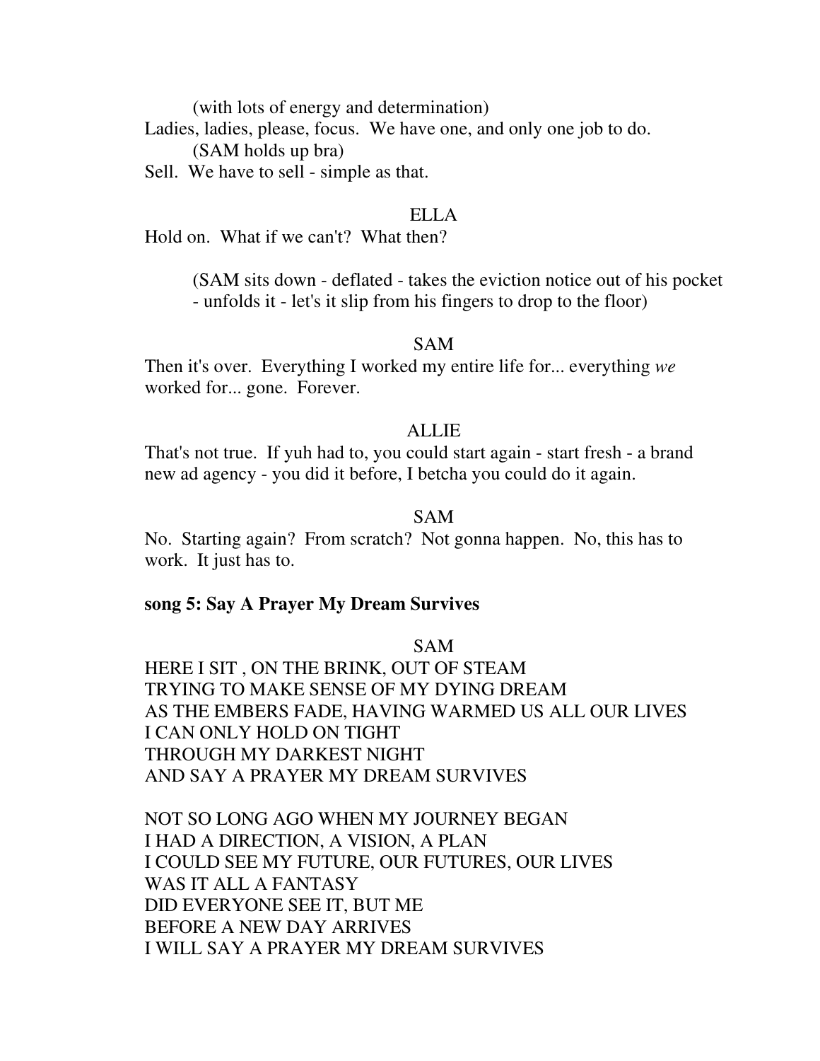(with lots of energy and determination)

Ladies, ladies, please, focus. We have one, and only one job to do.

(SAM holds up bra)

Sell. We have to sell - simple as that.

ELLA

Hold on. What if we can't? What then?

(SAM sits down - deflated - takes the eviction notice out of his pocket - unfolds it - let's it slip from his fingers to drop to the floor)

SAM

Then it's over. Everything I worked my entire life for... everything *we* worked for... gone. Forever.

ALLIE

That's not true. If yuh had to, you could start again - start fresh - a brand new ad agency - you did it before, I betcha you could do it again.

SAM

No. Starting again? From scratch? Not gonna happen. No, this has to work. It just has to.

**song 5: Say A Prayer My Dream Survives**

SAM

HERE I SIT , ON THE BRINK, OUT OF STEAM  
TRYING TO MAKE SENSE OF MY DYING DREAM  
AS THE EMBERS FADE, HAVING WARMED US ALL OUR LIVES  
I CAN ONLY HOLD ON TIGHT  
THROUGH MY DARKEST NIGHT  
AND SAY A PRAYER MY DREAM SURVIVES

NOT SO LONG AGO WHEN MY JOURNEY BEGAN  
I HAD A DIRECTION, A VISION, A PLAN  
I COULD SEE MY FUTURE, OUR FUTURES, OUR LIVES  
WAS IT ALL A FANTASY  
DID EVERYONE SEE IT, BUT ME  
BEFORE A NEW DAY ARRIVES  
I WILL SAY A PRAYER MY DREAM SURVIVES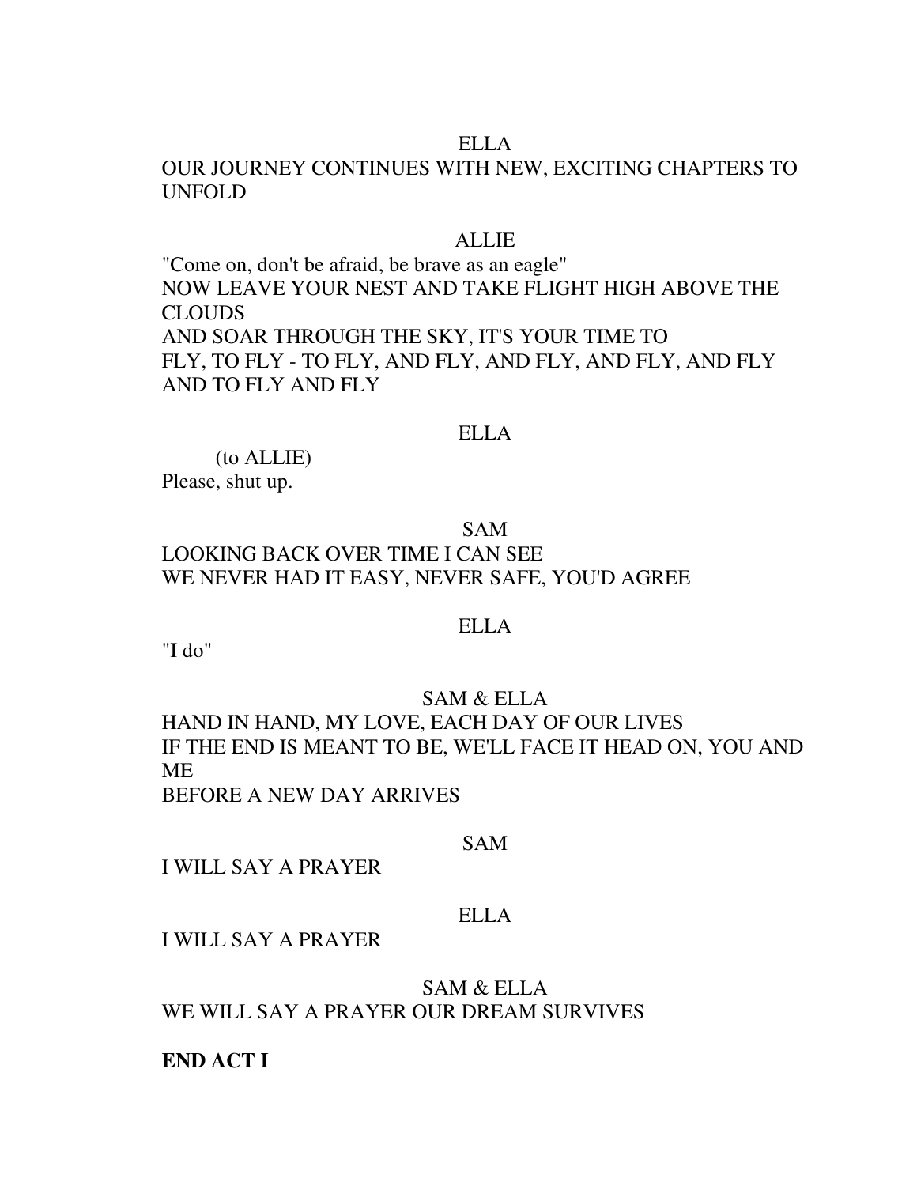ELLA

OUR JOURNEY CONTINUES WITH NEW, EXCITING CHAPTERS TO UNFOLD

ALLIE

"Come on, don't be afraid, be brave as an eagle"
NOW LEAVE YOUR NEST AND TAKE FLIGHT HIGH ABOVE THE CLOUDS
AND SOAR THROUGH THE SKY, IT'S YOUR TIME TO
FLY, TO FLY - TO FLY, AND FLY, AND FLY, AND FLY, AND FLY
AND TO FLY AND FLY

ELLA

(to ALLIE)
Please, shut up.

SAM

LOOKING BACK OVER TIME I CAN SEE
WE NEVER HAD IT EASY, NEVER SAFE, YOU'D AGREE

ELLA

"I do"

SAM & ELLA

HAND IN HAND, MY LOVE, EACH DAY OF OUR LIVES
IF THE END IS MEANT TO BE, WE'LL FACE IT HEAD ON, YOU AND ME
BEFORE A NEW DAY ARRIVES

SAM

I WILL SAY A PRAYER

ELLA

I WILL SAY A PRAYER

SAM & ELLA

WE WILL SAY A PRAYER OUR DREAM SURVIVES

**END ACT I**